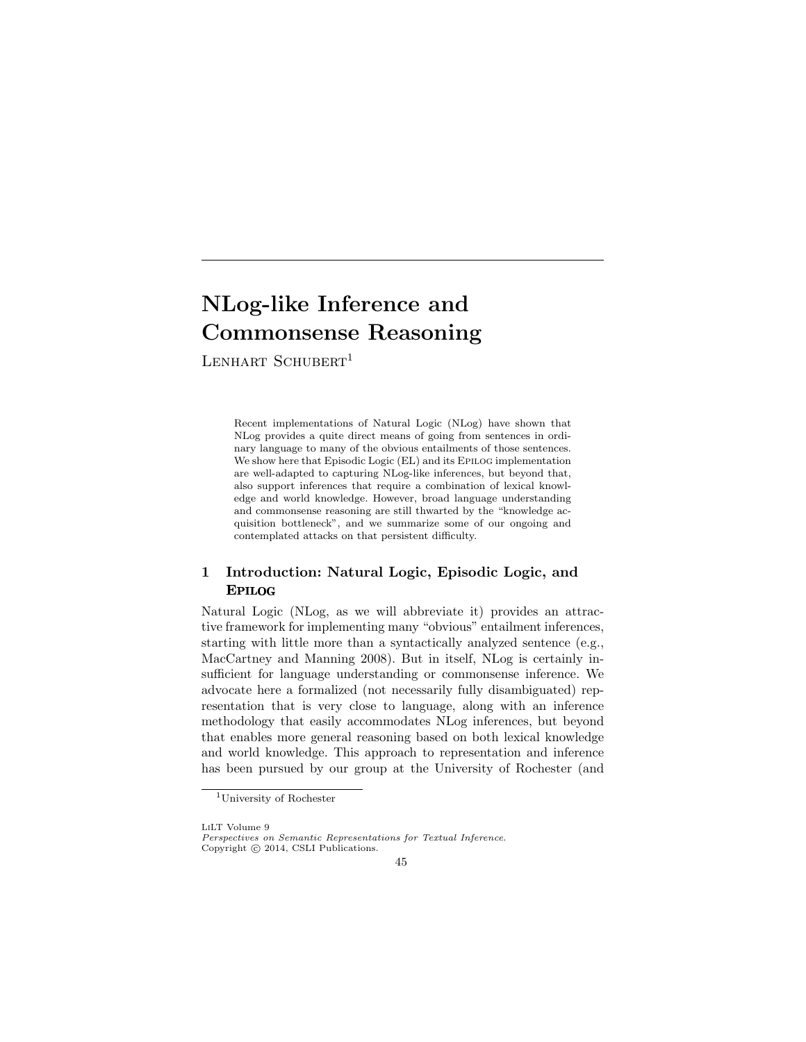# NLog-like Inference and Commonsense Reasoning

Lenhart Schubert[1]

> Recent implementations of Natural Logic (NLog) have shown that NLog provides a quite direct means of going from sentences in ordinary language to many of the obvious entailments of those sentences. We show here that Episodic Logic (EL) and its Epilog implementation are well-adapted to capturing NLog-like inferences, but beyond that, also support inferences that require a combination of lexical knowledge and world knowledge. However, broad language understanding and commonsense reasoning are still thwarted by the "knowledge acquisition bottleneck", and we summarize some of our ongoing and contemplated attacks on that persistent difficulty.

## 1 Introduction: Natural Logic, Episodic Logic, and Epilog

Natural Logic (NLog, as we will abbreviate it) provides an attractive framework for implementing many "obvious" entailment inferences, starting with little more than a syntactically analyzed sentence (e.g., MacCartney and Manning 2008). But in itself, NLog is certainly insufficient for language understanding or commonsense inference. We advocate here a formalized (not necessarily fully disambiguated) representation that is very close to language, along with an inference methodology that easily accommodates NLog inferences, but beyond that enables more general reasoning based on both lexical knowledge and world knowledge. This approach to representation and inference has been pursued by our group at the University of Rochester (and

[1] University of Rochester

LiLT Volume 9
*Perspectives on Semantic Representations for Textual Inference.*
Copyright © 2014, CSLI Publications.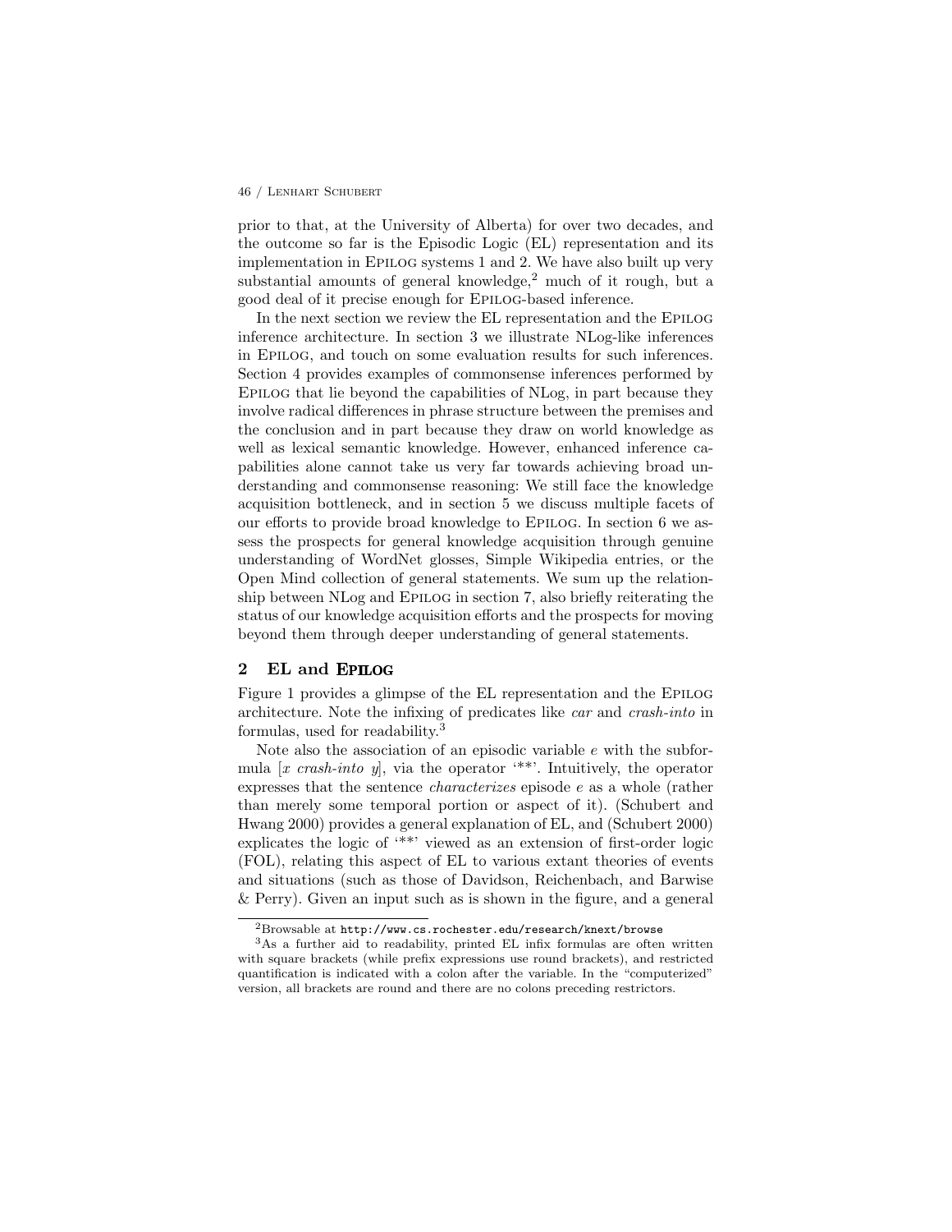prior to that, at the University of Alberta) for over two decades, and the outcome so far is the Episodic Logic (EL) representation and its implementation in Epilog systems 1 and 2. We have also built up very substantial amounts of general knowledge,[2] much of it rough, but a good deal of it precise enough for Epilog-based inference.

In the next section we review the EL representation and the Epilog inference architecture. In section 3 we illustrate NLog-like inferences in Epilog, and touch on some evaluation results for such inferences. Section 4 provides examples of commonsense inferences performed by Epilog that lie beyond the capabilities of NLog, in part because they involve radical differences in phrase structure between the premises and the conclusion and in part because they draw on world knowledge as well as lexical semantic knowledge. However, enhanced inference capabilities alone cannot take us very far towards achieving broad understanding and commonsense reasoning: We still face the knowledge acquisition bottleneck, and in section 5 we discuss multiple facets of our efforts to provide broad knowledge to Epilog. In section 6 we assess the prospects for general knowledge acquisition through genuine understanding of WordNet glosses, Simple Wikipedia entries, or the Open Mind collection of general statements. We sum up the relationship between NLog and Epilog in section 7, also briefly reiterating the status of our knowledge acquisition efforts and the prospects for moving beyond them through deeper understanding of general statements.

## 2 EL and Epilog

Figure 1 provides a glimpse of the EL representation and the Epilog architecture. Note the infixing of predicates like *car* and *crash-into* in formulas, used for readability.[3]

Note also the association of an episodic variable $e$ with the subformula [$x$ *crash-into* $y$], via the operator '**'. Intuitively, the operator expresses that the sentence *characterizes* episode $e$ as a whole (rather than merely some temporal portion or aspect of it). (Schubert and Hwang 2000) provides a general explanation of EL, and (Schubert 2000) explicates the logic of '**' viewed as an extension of first-order logic (FOL), relating this aspect of EL to various extant theories of events and situations (such as those of Davidson, Reichenbach, and Barwise & Perry). Given an input such as is shown in the figure, and a general

[2] Browsable at `http://www.cs.rochester.edu/research/knext/browse`

[3] As a further aid to readability, printed EL infix formulas are often written with square brackets (while prefix expressions use round brackets), and restricted quantification is indicated with a colon after the variable. In the "computerized" version, all brackets are round and there are no colons preceding restrictors.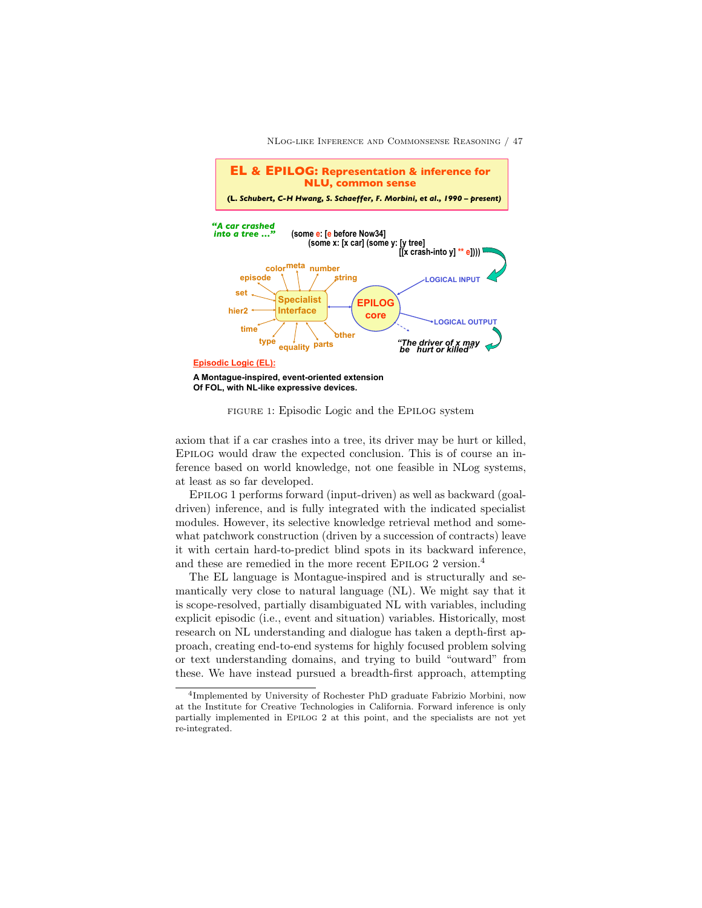FIGURE 1: Episodic Logic and the EPILOG system

axiom that if a car crashes into a tree, its driver may be hurt or killed, EPILOG would draw the expected conclusion. This is of course an inference based on world knowledge, not one feasible in NLog systems, at least as so far developed.

EPILOG 1 performs forward (input-driven) as well as backward (goal-driven) inference, and is fully integrated with the indicated specialist modules. However, its selective knowledge retrieval method and somewhat patchwork construction (driven by a succession of contracts) leave it with certain hard-to-predict blind spots in its backward inference, and these are remedied in the more recent EPILOG 2 version.[4]

The EL language is Montague-inspired and is structurally and semantically very close to natural language (NL). We might say that it is scope-resolved, partially disambiguated NL with variables, including explicit episodic (i.e., event and situation) variables. Historically, most research on NL understanding and dialogue has taken a depth-first approach, creating end-to-end systems for highly focused problem solving or text understanding domains, and trying to build "outward" from these. We have instead pursued a breadth-first approach, attempting

[4]Implemented by University of Rochester PhD graduate Fabrizio Morbini, now at the Institute for Creative Technologies in California. Forward inference is only partially implemented in EPILOG 2 at this point, and the specialists are not yet re-integrated.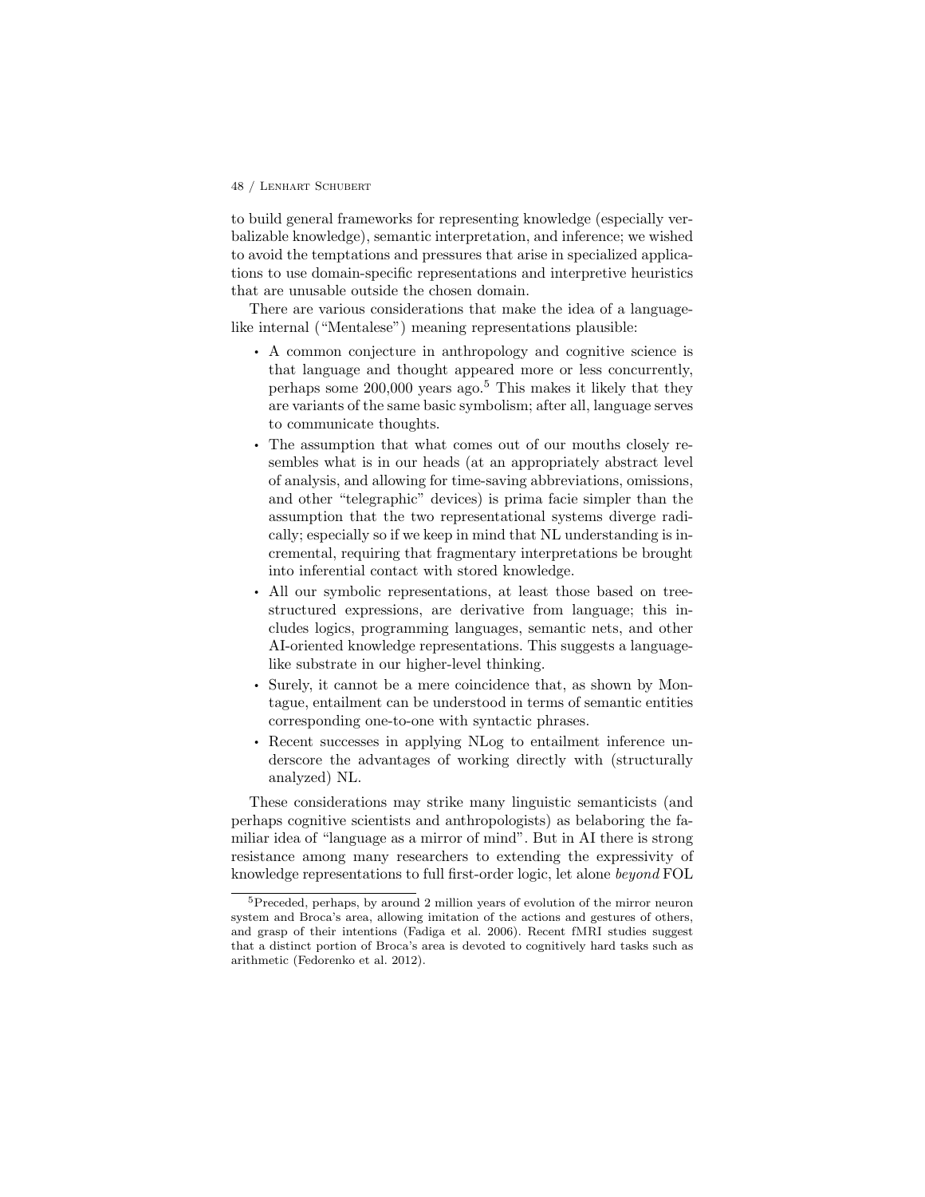to build general frameworks for representing knowledge (especially verbalizable knowledge), semantic interpretation, and inference; we wished to avoid the temptations and pressures that arise in specialized applications to use domain-specific representations and interpretive heuristics that are unusable outside the chosen domain.

There are various considerations that make the idea of a language-like internal ("Mentalese") meaning representations plausible:

- A common conjecture in anthropology and cognitive science is that language and thought appeared more or less concurrently, perhaps some 200,000 years ago.[5] This makes it likely that they are variants of the same basic symbolism; after all, language serves to communicate thoughts.
- The assumption that what comes out of our mouths closely resembles what is in our heads (at an appropriately abstract level of analysis, and allowing for time-saving abbreviations, omissions, and other "telegraphic" devices) is prima facie simpler than the assumption that the two representational systems diverge radically; especially so if we keep in mind that NL understanding is incremental, requiring that fragmentary interpretations be brought into inferential contact with stored knowledge.
- All our symbolic representations, at least those based on tree-structured expressions, are derivative from language; this includes logics, programming languages, semantic nets, and other AI-oriented knowledge representations. This suggests a language-like substrate in our higher-level thinking.
- Surely, it cannot be a mere coincidence that, as shown by Montague, entailment can be understood in terms of semantic entities corresponding one-to-one with syntactic phrases.
- Recent successes in applying NLog to entailment inference underscore the advantages of working directly with (structurally analyzed) NL.

These considerations may strike many linguistic semanticists (and perhaps cognitive scientists and anthropologists) as belaboring the familiar idea of "language as a mirror of mind". But in AI there is strong resistance among many researchers to extending the expressivity of knowledge representations to full first-order logic, let alone *beyond* FOL

[5] Preceded, perhaps, by around 2 million years of evolution of the mirror neuron system and Broca's area, allowing imitation of the actions and gestures of others, and grasp of their intentions (Fadiga et al. 2006). Recent fMRI studies suggest that a distinct portion of Broca's area is devoted to cognitively hard tasks such as arithmetic (Fedorenko et al. 2012).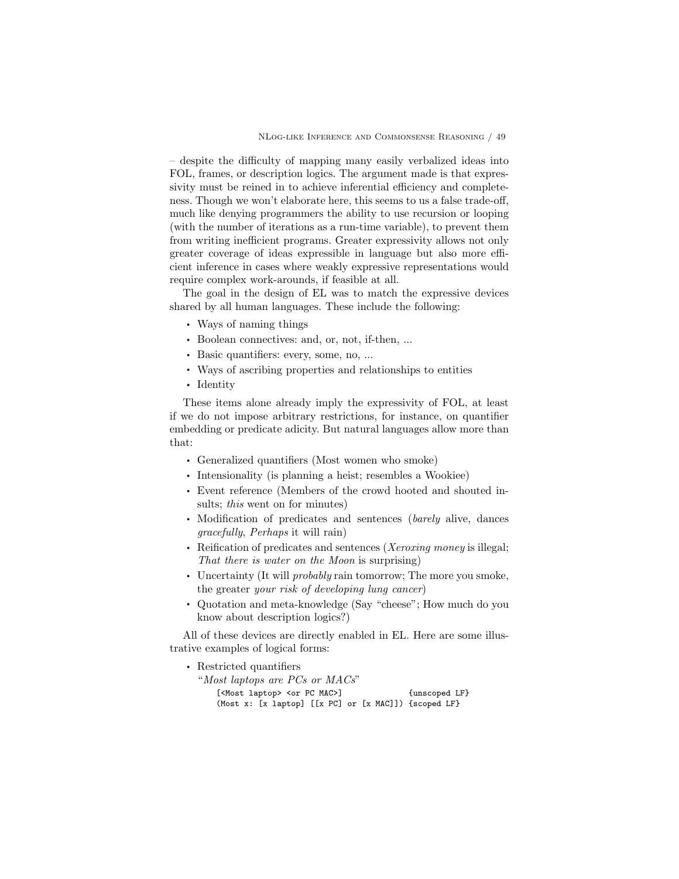– despite the difficulty of mapping many easily verbalized ideas into FOL, frames, or description logics. The argument made is that expressivity must be reined in to achieve inferential efficiency and completeness. Though we won't elaborate here, this seems to us a false trade-off, much like denying programmers the ability to use recursion or looping (with the number of iterations as a run-time variable), to prevent them from writing inefficient programs. Greater expressivity allows not only greater coverage of ideas expressible in language but also more efficient inference in cases where weakly expressive representations would require complex work-arounds, if feasible at all.

The goal in the design of EL was to match the expressive devices shared by all human languages. These include the following:

- Ways of naming things
- Boolean connectives: and, or, not, if-then, ...
- Basic quantifiers: every, some, no, ...
- Ways of ascribing properties and relationships to entities
- Identity

These items alone already imply the expressivity of FOL, at least if we do not impose arbitrary restrictions, for instance, on quantifier embedding or predicate adicity. But natural languages allow more than that:

- Generalized quantifiers (Most women who smoke)
- Intensionality (is planning a heist; resembles a Wookiee)
- Event reference (Members of the crowd hooted and shouted insults; *this* went on for minutes)
- Modification of predicates and sentences (*barely* alive, dances *gracefully*, *Perhaps* it will rain)
- Reification of predicates and sentences (*Xeroxing money* is illegal; *That there is water on the Moon* is surprising)
- Uncertainty (It will *probably* rain tomorrow; The more you smoke, the greater *your risk of developing lung cancer*)
- Quotation and meta-knowledge (Say "cheese"; How much do you know about description logics?)

All of these devices are directly enabled in EL. Here are some illustrative examples of logical forms:

- Restricted quantifiers
  "*Most laptops are PCs or MACs*"

```
[<Most laptop> <or PC MAC>]             {unscoped LF}
(Most x: [x laptop] [[x PC] or [x MAC]]) {scoped LF}
```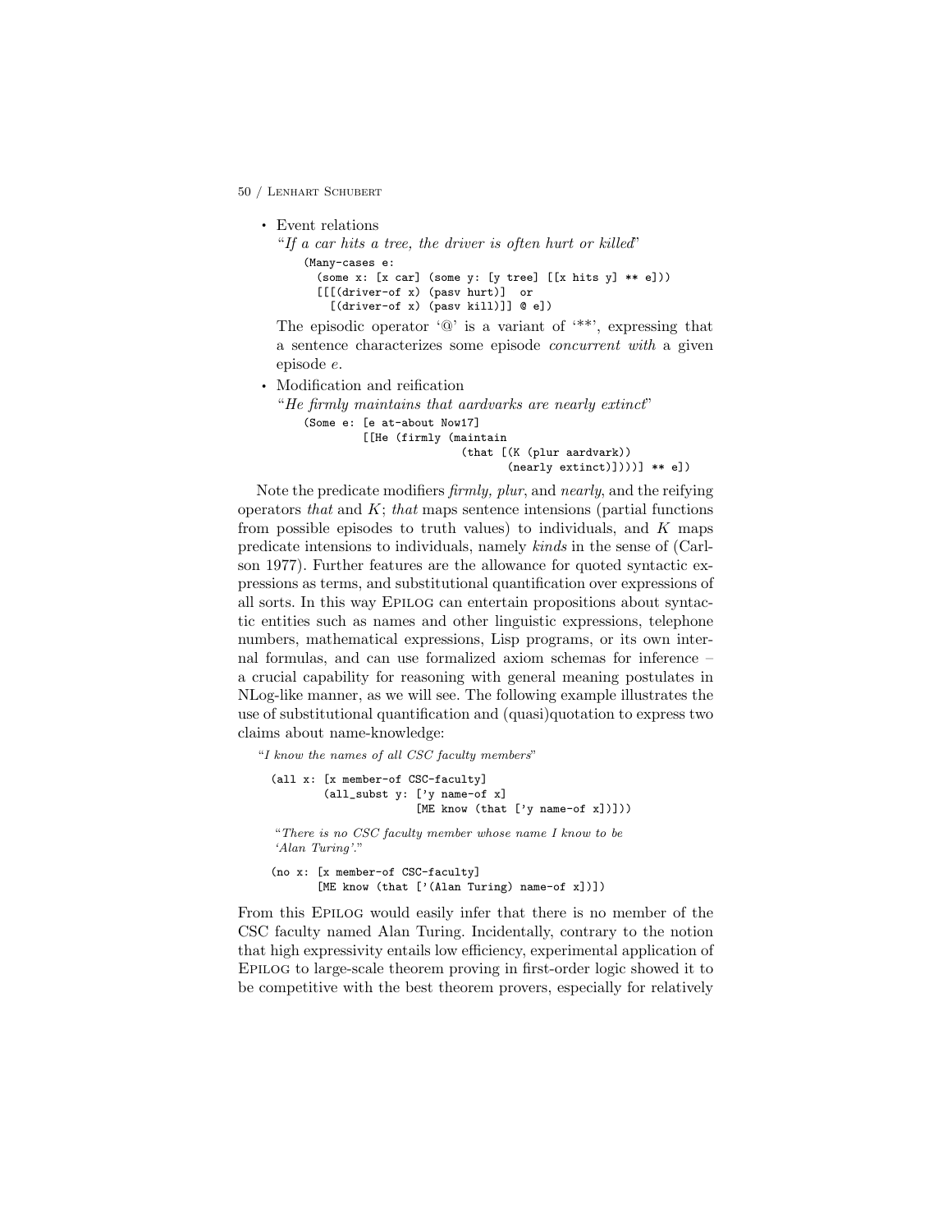- Event relations

  "*If a car hits a tree, the driver is often hurt or killed*"

  ```
  (Many-cases e:
    (some x: [x car] (some y: [y tree] [[x hits y] ** e]))
    [[[(driver-of x) (pasv hurt)]  or
      [(driver-of x) (pasv kill)]] @ e])
  ```

  The episodic operator '@' is a variant of '**', expressing that a sentence characterizes some episode *concurrent with* a given episode *e*.

- Modification and reification

  "*He firmly maintains that aardvarks are nearly extinct*"

  ```
  (Some e: [e at-about Now17]
          [[He (firmly (maintain
                         (that [(K (plur aardvark))
                                (nearly extinct)])))] ** e])
  ```

Note the predicate modifiers *firmly, plur*, and *nearly*, and the reifying operators *that* and *K*; *that* maps sentence intensions (partial functions from possible episodes to truth values) to individuals, and *K* maps predicate intensions to individuals, namely *kinds* in the sense of (Carlson 1977). Further features are the allowance for quoted syntactic expressions as terms, and substitutional quantification over expressions of all sorts. In this way EPILOG can entertain propositions about syntactic entities such as names and other linguistic expressions, telephone numbers, mathematical expressions, Lisp programs, or its own internal formulas, and can use formalized axiom schemas for inference – a crucial capability for reasoning with general meaning postulates in NLog-like manner, as we will see. The following example illustrates the use of substitutional quantification and (quasi)quotation to express two claims about name-knowledge:

"*I know the names of all CSC faculty members*"

```
(all x: [x member-of CSC-faculty]
        (all_subst y: ['y name-of x]
                      [ME know (that ['y name-of x])]))
```

"*There is no CSC faculty member whose name I know to be 'Alan Turing'.*"

```
(no x: [x member-of CSC-faculty]
       [ME know (that ['(Alan Turing) name-of x])])
```

From this EPILOG would easily infer that there is no member of the CSC faculty named Alan Turing. Incidentally, contrary to the notion that high expressivity entails low efficiency, experimental application of EPILOG to large-scale theorem proving in first-order logic showed it to be competitive with the best theorem provers, especially for relatively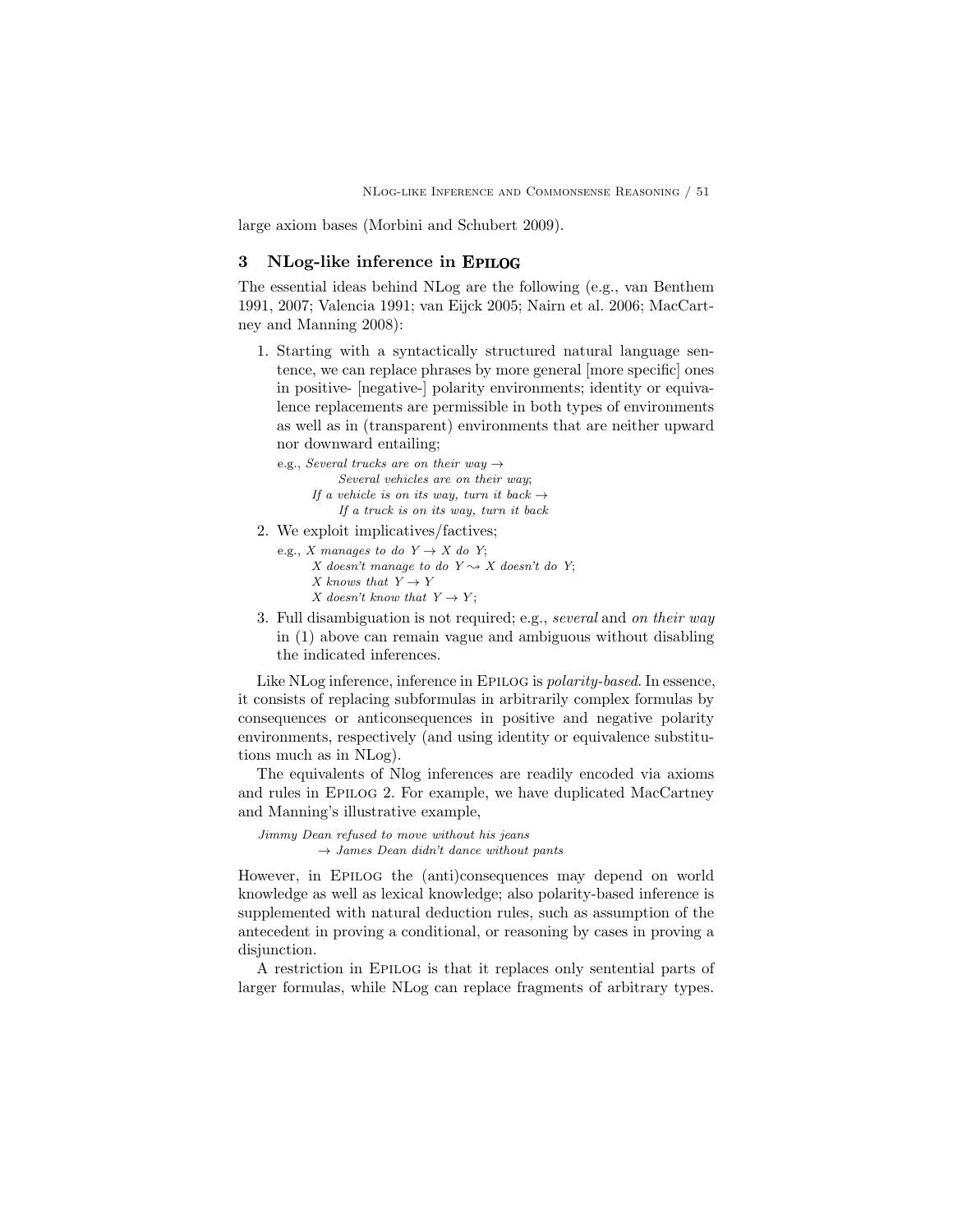large axiom bases (Morbini and Schubert 2009).

## 3 NLog-like inference in Epilog

The essential ideas behind NLog are the following (e.g., van Benthem 1991, 2007; Valencia 1991; van Eijck 2005; Nairn et al. 2006; MacCartney and Manning 2008):

1. Starting with a syntactically structured natural language sentence, we can replace phrases by more general [more specific] ones in positive- [negative-] polarity environments; identity or equivalence replacements are permissible in both types of environments as well as in (transparent) environments that are neither upward nor downward entailing;

   e.g., *Several trucks are on their way* →
   *Several vehicles are on their way*;
   *If a vehicle is on its way, turn it back* →
   *If a truck is on its way, turn it back*

2. We exploit implicatives/factives;

   e.g., *X manages to do Y* → *X do Y*;
   *X doesn't manage to do Y* ⇝ *X doesn't do Y*;
   *X knows that Y* → *Y*
   *X doesn't know that Y* → *Y*;

3. Full disambiguation is not required; e.g., *several* and *on their way* in (1) above can remain vague and ambiguous without disabling the indicated inferences.

Like NLog inference, inference in Epilog is *polarity-based*. In essence, it consists of replacing subformulas in arbitrarily complex formulas by consequences or anticonsequences in positive and negative polarity environments, respectively (and using identity or equivalence substitutions much as in NLog).

The equivalents of Nlog inferences are readily encoded via axioms and rules in Epilog 2. For example, we have duplicated MacCartney and Manning's illustrative example,

*Jimmy Dean refused to move without his jeans*
→ *James Dean didn't dance without pants*

However, in Epilog the (anti)consequences may depend on world knowledge as well as lexical knowledge; also polarity-based inference is supplemented with natural deduction rules, such as assumption of the antecedent in proving a conditional, or reasoning by cases in proving a disjunction.

A restriction in Epilog is that it replaces only sentential parts of larger formulas, while NLog can replace fragments of arbitrary types.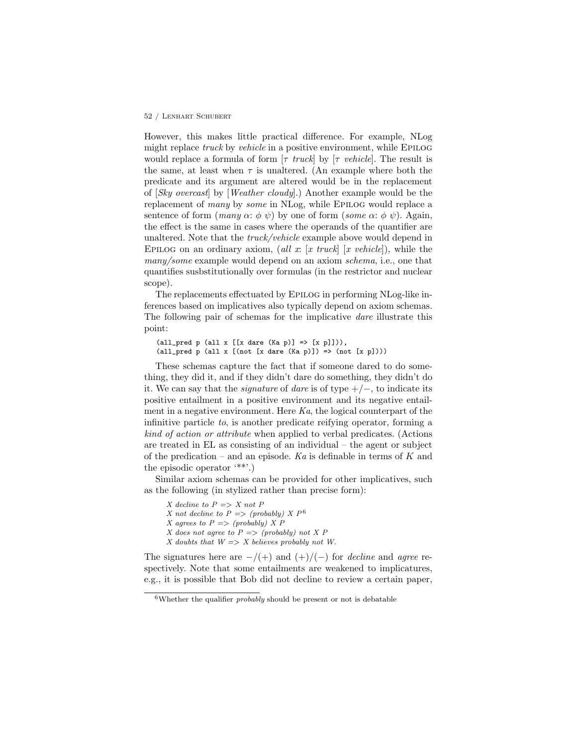However, this makes little practical difference. For example, NLog might replace *truck* by *vehicle* in a positive environment, while EPILOG would replace a formula of form [$\tau$ *truck*] by [$\tau$ *vehicle*]. The result is the same, at least when $\tau$ is unaltered. (An example where both the predicate and its argument are altered would be in the replacement of [*Sky overcast*] by [*Weather cloudy*].) Another example would be the replacement of *many* by *some* in NLog, while EPILOG would replace a sentence of form (*many* $\alpha$: $\phi$ $\psi$) by one of form (*some* $\alpha$: $\phi$ $\psi$). Again, the effect is the same in cases where the operands of the quantifier are unaltered. Note that the *truck/vehicle* example above would depend in EPILOG on an ordinary axiom, (*all x*: [*x truck*] [*x vehicle*]), while the *many/some* example would depend on an axiom *schema*, i.e., one that quantifies susbstitutionally over formulas (in the restrictor and nuclear scope).

The replacements effectuated by EPILOG in performing NLog-like inferences based on implicatives also typically depend on axiom schemas. The following pair of schemas for the implicative *dare* illustrate this point:

```
(all_pred p (all x [[x dare (Ka p)] => [x p]])),
(all_pred p (all x [(not [x dare (Ka p)]) => (not [x p])))
```

These schemas capture the fact that if someone dared to do something, they did it, and if they didn't dare do something, they didn't do it. We can say that the *signature* of *dare* is of type $+/-$, to indicate its positive entailment in a positive environment and its negative entailment in a negative environment. Here *Ka*, the logical counterpart of the infinitive particle *to*, is another predicate reifying operator, forming a *kind of action or attribute* when applied to verbal predicates. (Actions are treated in EL as consisting of an individual – the agent or subject of the predication – and an episode. *Ka* is definable in terms of *K* and the episodic operator '**'.)

Similar axiom schemas can be provided for other implicatives, such as the following (in stylized rather than precise form):

*X decline to P => X not P*
*X not decline to P => (probably) X P*[6]
*X agrees to P => (probably) X P*
*X does not agree to P => (probably) not X P*
*X doubts that W => X believes probably not W.*

The signatures here are $-/(+)$ and $(+)/(-)$ for *decline* and *agree* respectively. Note that some entailments are weakened to implicatures, e.g., it is possible that Bob did not decline to review a certain paper,

[6]Whether the qualifier *probably* should be present or not is debatable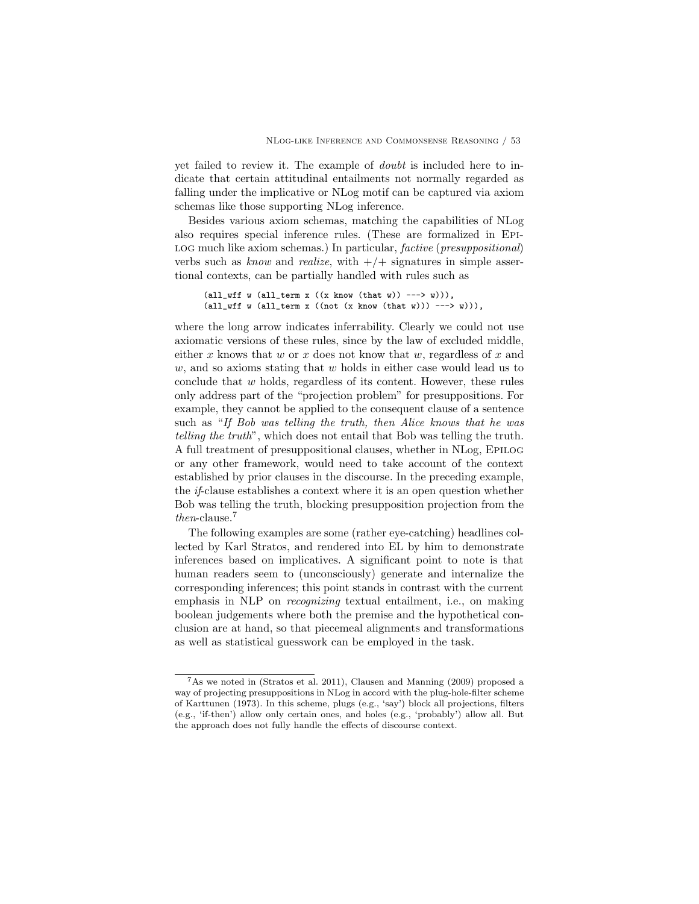yet failed to review it. The example of *doubt* is included here to indicate that certain attitudinal entailments not normally regarded as falling under the implicative or NLog motif can be captured via axiom schemas like those supporting NLog inference.

Besides various axiom schemas, matching the capabilities of NLog also requires special inference rules. (These are formalized in Epilog much like axiom schemas.) In particular, *factive* (*presuppositional*) verbs such as *know* and *realize*, with +/+ signatures in simple assertional contexts, can be partially handled with rules such as

```
(all_wff w (all_term x ((x know (that w)) ---> w))),
(all_wff w (all_term x ((not (x know (that w))) ---> w))),
```

where the long arrow indicates inferrability. Clearly we could not use axiomatic versions of these rules, since by the law of excluded middle, either $x$ knows that $w$ or $x$ does not know that $w$, regardless of $x$ and $w$, and so axioms stating that $w$ holds in either case would lead us to conclude that $w$ holds, regardless of its content. However, these rules only address part of the "projection problem" for presuppositions. For example, they cannot be applied to the consequent clause of a sentence such as "*If Bob was telling the truth, then Alice knows that he was telling the truth*", which does not entail that Bob was telling the truth. A full treatment of presuppositional clauses, whether in NLog, Epilog or any other framework, would need to take account of the context established by prior clauses in the discourse. In the preceding example, the *if*-clause establishes a context where it is an open question whether Bob was telling the truth, blocking presupposition projection from the *then*-clause.[7]

The following examples are some (rather eye-catching) headlines collected by Karl Stratos, and rendered into EL by him to demonstrate inferences based on implicatives. A significant point to note is that human readers seem to (unconsciously) generate and internalize the corresponding inferences; this point stands in contrast with the current emphasis in NLP on *recognizing* textual entailment, i.e., on making boolean judgements where both the premise and the hypothetical conclusion are at hand, so that piecemeal alignments and transformations as well as statistical guesswork can be employed in the task.

[7] As we noted in (Stratos et al. 2011), Clausen and Manning (2009) proposed a way of projecting presuppositions in NLog in accord with the plug-hole-filter scheme of Karttunen (1973). In this scheme, plugs (e.g., 'say') block all projections, filters (e.g., 'if-then') allow only certain ones, and holes (e.g., 'probably') allow all. But the approach does not fully handle the effects of discourse context.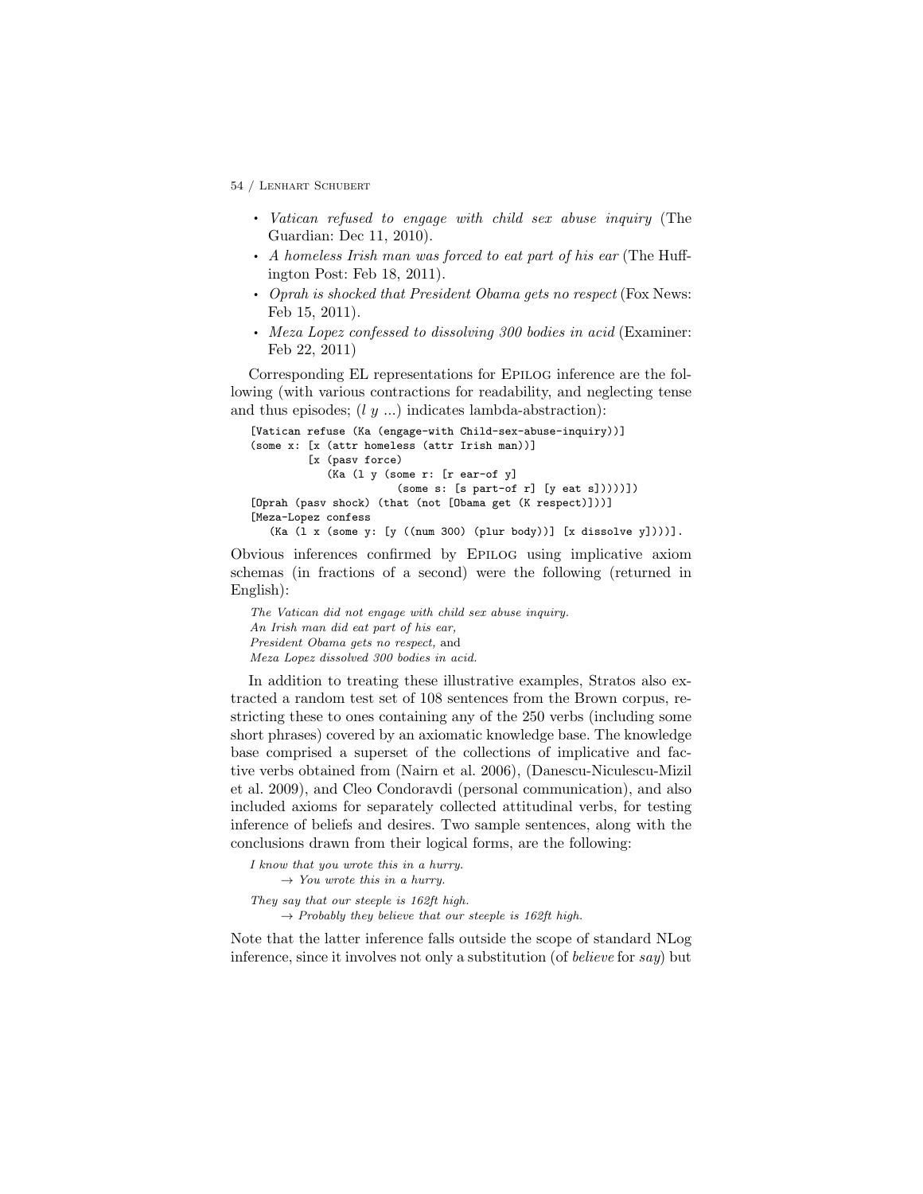- *Vatican refused to engage with child sex abuse inquiry* (The Guardian: Dec 11, 2010).
- *A homeless Irish man was forced to eat part of his ear* (The Huffington Post: Feb 18, 2011).
- *Oprah is shocked that President Obama gets no respect* (Fox News: Feb 15, 2011).
- *Meza Lopez confessed to dissolving 300 bodies in acid* (Examiner: Feb 22, 2011)

Corresponding EL representations for EPILOG inference are the following (with various contractions for readability, and neglecting tense and thus episodes; (*l y* ...) indicates lambda-abstraction):

```
[Vatican refuse (Ka (engage-with Child-sex-abuse-inquiry))]
(some x: [x (attr homeless (attr Irish man))]
         [x (pasv force)
            (Ka (l y (some r: [r ear-of y]
                        (some s: [s part-of r] [y eat s]))))])
[Oprah (pasv shock) (that (not [Obama get (K respect)]))]
[Meza-Lopez confess
   (Ka (l x (some y: [y ((num 300) (plur body))] [x dissolve y])))].
```

Obvious inferences confirmed by EPILOG using implicative axiom schemas (in fractions of a second) were the following (returned in English):

*The Vatican did not engage with child sex abuse inquiry.*
*An Irish man did eat part of his ear,*
*President Obama gets no respect,* and
*Meza Lopez dissolved 300 bodies in acid.*

In addition to treating these illustrative examples, Stratos also extracted a random test set of 108 sentences from the Brown corpus, restricting these to ones containing any of the 250 verbs (including some short phrases) covered by an axiomatic knowledge base. The knowledge base comprised a superset of the collections of implicative and factive verbs obtained from (Nairn et al. 2006), (Danescu-Niculescu-Mizil et al. 2009), and Cleo Condoravdi (personal communication), and also included axioms for separately collected attitudinal verbs, for testing inference of beliefs and desires. Two sample sentences, along with the conclusions drawn from their logical forms, are the following:

*I know that you wrote this in a hurry.*
    → *You wrote this in a hurry.*

*They say that our steeple is 162ft high.*
    → *Probably they believe that our steeple is 162ft high.*

Note that the latter inference falls outside the scope of standard NLog inference, since it involves not only a substitution (of *believe* for *say*) but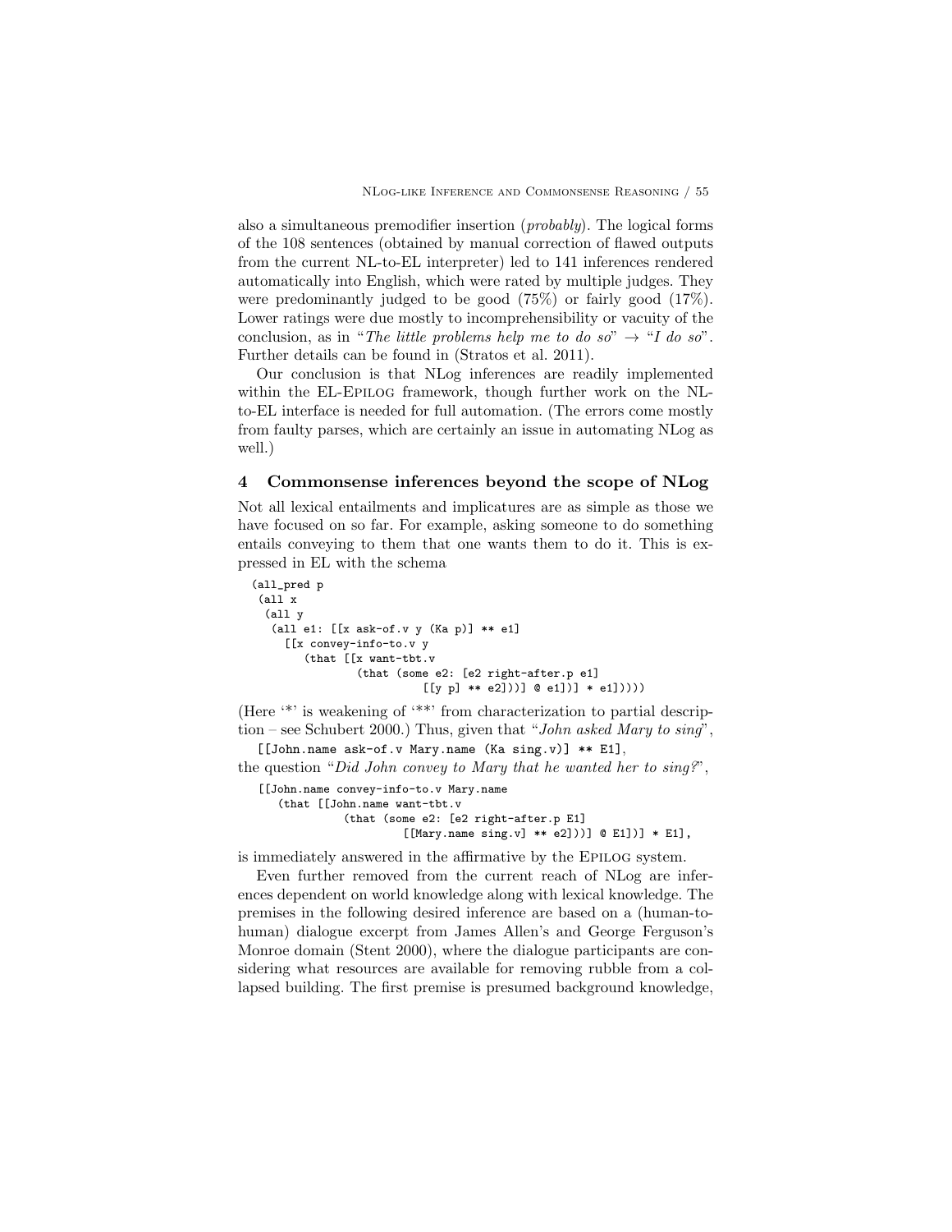also a simultaneous premodifier insertion (*probably*). The logical forms of the 108 sentences (obtained by manual correction of flawed outputs from the current NL-to-EL interpreter) led to 141 inferences rendered automatically into English, which were rated by multiple judges. They were predominantly judged to be good (75%) or fairly good (17%). Lower ratings were due mostly to incomprehensibility or vacuity of the conclusion, as in "*The little problems help me to do so*" → "*I do so*". Further details can be found in (Stratos et al. 2011).

Our conclusion is that NLog inferences are readily implemented within the EL-Epilog framework, though further work on the NL-to-EL interface is needed for full automation. (The errors come mostly from faulty parses, which are certainly an issue in automating NLog as well.)

## 4 Commonsense inferences beyond the scope of NLog

Not all lexical entailments and implicatures are as simple as those we have focused on so far. For example, asking someone to do something entails conveying to them that one wants them to do it. This is expressed in EL with the schema

```
(all_pred p
 (all x
  (all y
   (all e1: [[x ask-of.v y (Ka p)] ** e1]
     [[x convey-info-to.v y
        (that [[x want-tbt.v
                (that (some e2: [e2 right-after.p e1]
                         [[y p] ** e2]))] @ e1])] * e1]))))
```

(Here '*' is weakening of '**' from characterization to partial description – see Schubert 2000.) Thus, given that "*John asked Mary to sing*",

```
[[John.name ask-of.v Mary.name (Ka sing.v)] ** E1],
```

the question "*Did John convey to Mary that he wanted her to sing?*",

```
[[John.name convey-info-to.v Mary.name
   (that [[John.name want-tbt.v
            (that (some e2: [e2 right-after.p E1]
                     [[Mary.name sing.v] ** e2]))] @ E1])] * E1],
```

is immediately answered in the affirmative by the Epilog system.

Even further removed from the current reach of NLog are inferences dependent on world knowledge along with lexical knowledge. The premises in the following desired inference are based on a (human-to-human) dialogue excerpt from James Allen's and George Ferguson's Monroe domain (Stent 2000), where the dialogue participants are considering what resources are available for removing rubble from a collapsed building. The first premise is presumed background knowledge,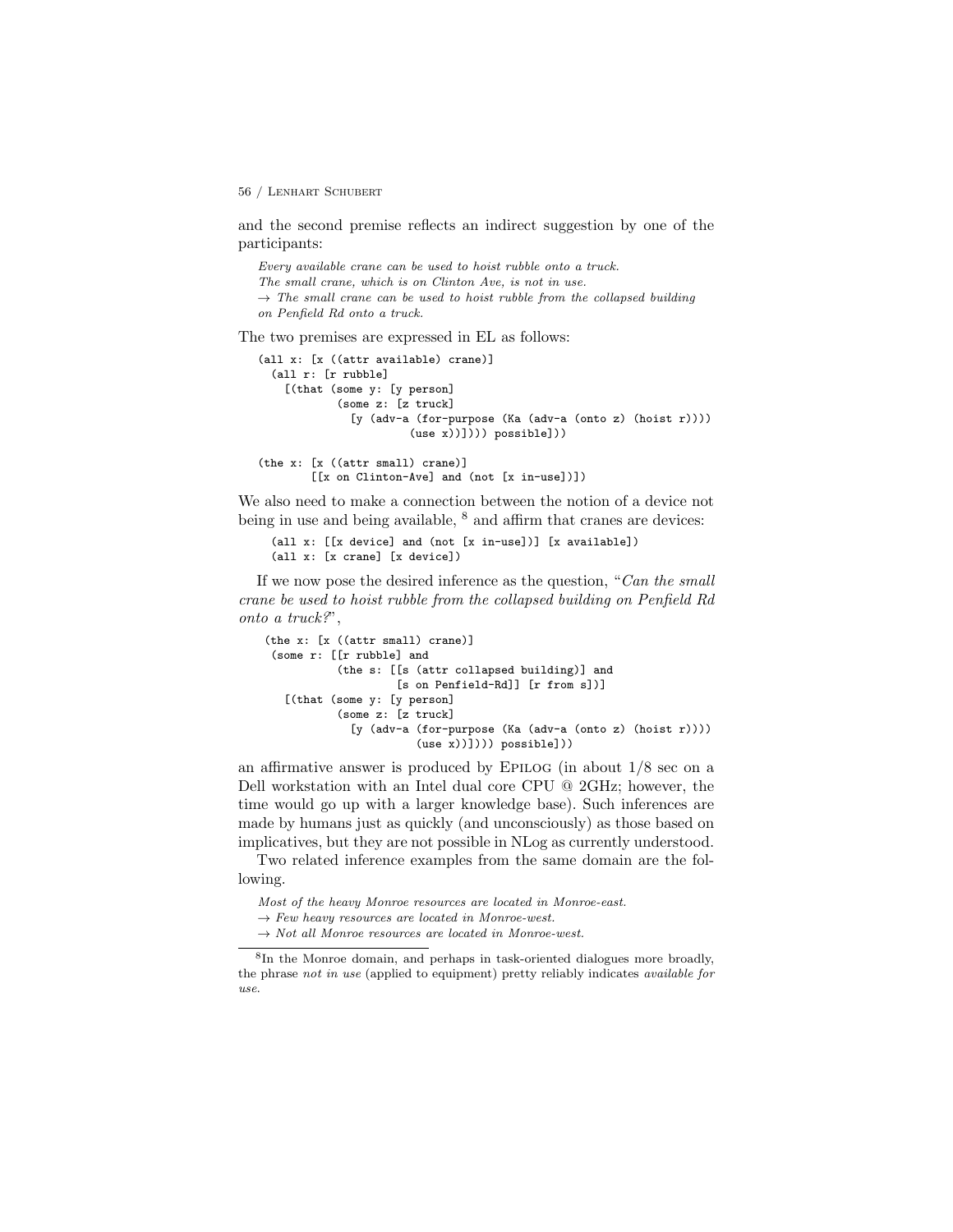and the second premise reflects an indirect suggestion by one of the participants:

*Every available crane can be used to hoist rubble onto a truck.*
*The small crane, which is on Clinton Ave, is not in use.*
→ *The small crane can be used to hoist rubble from the collapsed building on Penfield Rd onto a truck.*

The two premises are expressed in EL as follows:

```
(all x: [x ((attr available) crane)]
  (all r: [r rubble]
    [(that (some y: [y person]
            (some z: [z truck]
              [y (adv-a (for-purpose (Ka (adv-a (onto z) (hoist r))))
                        (use x))]))) possible]))

(the x: [x ((attr small) crane)]
        [[x on Clinton-Ave] and (not [x in-use])])
```

We also need to make a connection between the notion of a device not being in use and being available, [8] and affirm that cranes are devices:

```
(all x: [[x device] and (not [x in-use])] [x available])
(all x: [x crane] [x device])
```

If we now pose the desired inference as the question, "*Can the small crane be used to hoist rubble from the collapsed building on Penfield Rd onto a truck?*",

```
(the x: [x ((attr small) crane)]
  (some r: [[r rubble] and
            (the s: [[s (attr collapsed building)] and
                     [s on Penfield-Rd]] [r from s])]
    [(that (some y: [y person]
            (some z: [z truck]
              [y (adv-a (for-purpose (Ka (adv-a (onto z) (hoist r))))
                        (use x))]))) possible]))
```

an affirmative answer is produced by Epilog (in about 1/8 sec on a Dell workstation with an Intel dual core CPU @ 2GHz; however, the time would go up with a larger knowledge base). Such inferences are made by humans just as quickly (and unconsciously) as those based on implicatives, but they are not possible in NLog as currently understood.

Two related inference examples from the same domain are the following.

*Most of the heavy Monroe resources are located in Monroe-east.*
→ *Few heavy resources are located in Monroe-west.*
→ *Not all Monroe resources are located in Monroe-west.*

[8] In the Monroe domain, and perhaps in task-oriented dialogues more broadly, the phrase *not in use* (applied to equipment) pretty reliably indicates *available for use*.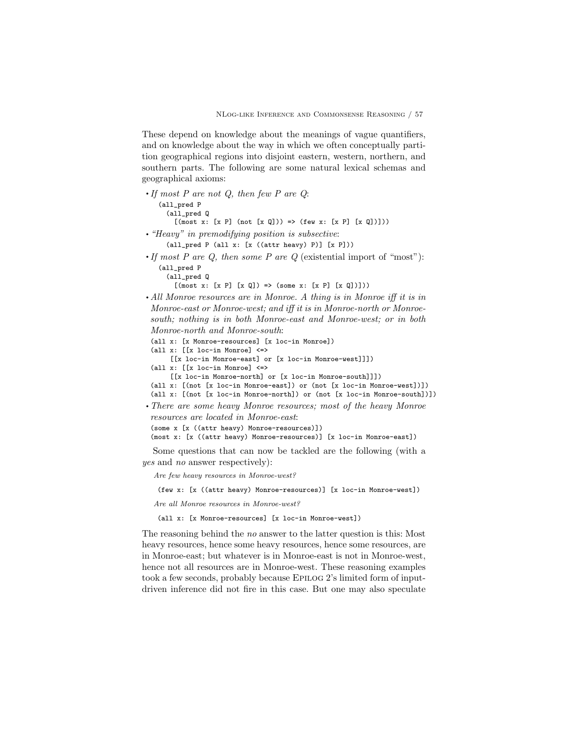These depend on knowledge about the meanings of vague quantifiers, and on knowledge about the way in which we often conceptually partition geographical regions into disjoint eastern, western, northern, and southern parts. The following are some natural lexical schemas and geographical axioms:

- *If most P are not Q, then few P are Q*:
```
(all_pred P
  (all_pred Q
    [(most x: [x P] (not [x Q])) => (few x: [x P] [x Q])]))
```
- *"Heavy" in premodifying position is subsective*:
```
(all_pred P (all x: [x ((attr heavy) P)] [x P]))
```
- *If most P are Q, then some P are Q* (existential import of "most"):
```
(all_pred P
  (all_pred Q
    [(most x: [x P] [x Q]) => (some x: [x P] [x Q])]))
```
- *All Monroe resources are in Monroe. A thing is in Monroe iff it is in Monroe-east or Monroe-west; and iff it is in Monroe-north or Monroe-south; nothing is in both Monroe-east and Monroe-west; or in both Monroe-north and Monroe-south*:
```
(all x: [x Monroe-resources] [x loc-in Monroe])
(all x: [[x loc-in Monroe] <=>
     [[x loc-in Monroe-east] or [x loc-in Monroe-west]]])
(all x: [[x loc-in Monroe] <=>
     [[x loc-in Monroe-north] or [x loc-in Monroe-south]]])
(all x: [(not [x loc-in Monroe-east]) or (not [x loc-in Monroe-west])])
(all x: [(not [x loc-in Monroe-north]) or (not [x loc-in Monroe-south])])
```
- *There are some heavy Monroe resources; most of the heavy Monroe resources are located in Monroe-east*:
```
(some x [x ((attr heavy) Monroe-resources)])
(most x: [x ((attr heavy) Monroe-resources)] [x loc-in Monroe-east])
```

Some questions that can now be tackled are the following (with a *yes* and *no* answer respectively):

*Are few heavy resources in Monroe-west?*

```
(few x: [x ((attr heavy) Monroe-resources)] [x loc-in Monroe-west])
```

*Are all Monroe resources in Monroe-west?*

```
(all x: [x Monroe-resources] [x loc-in Monroe-west])
```

The reasoning behind the *no* answer to the latter question is this: Most heavy resources, hence some heavy resources, hence some resources, are in Monroe-east; but whatever is in Monroe-east is not in Monroe-west, hence not all resources are in Monroe-west. These reasoning examples took a few seconds, probably because Epilog 2's limited form of input-driven inference did not fire in this case. But one may also speculate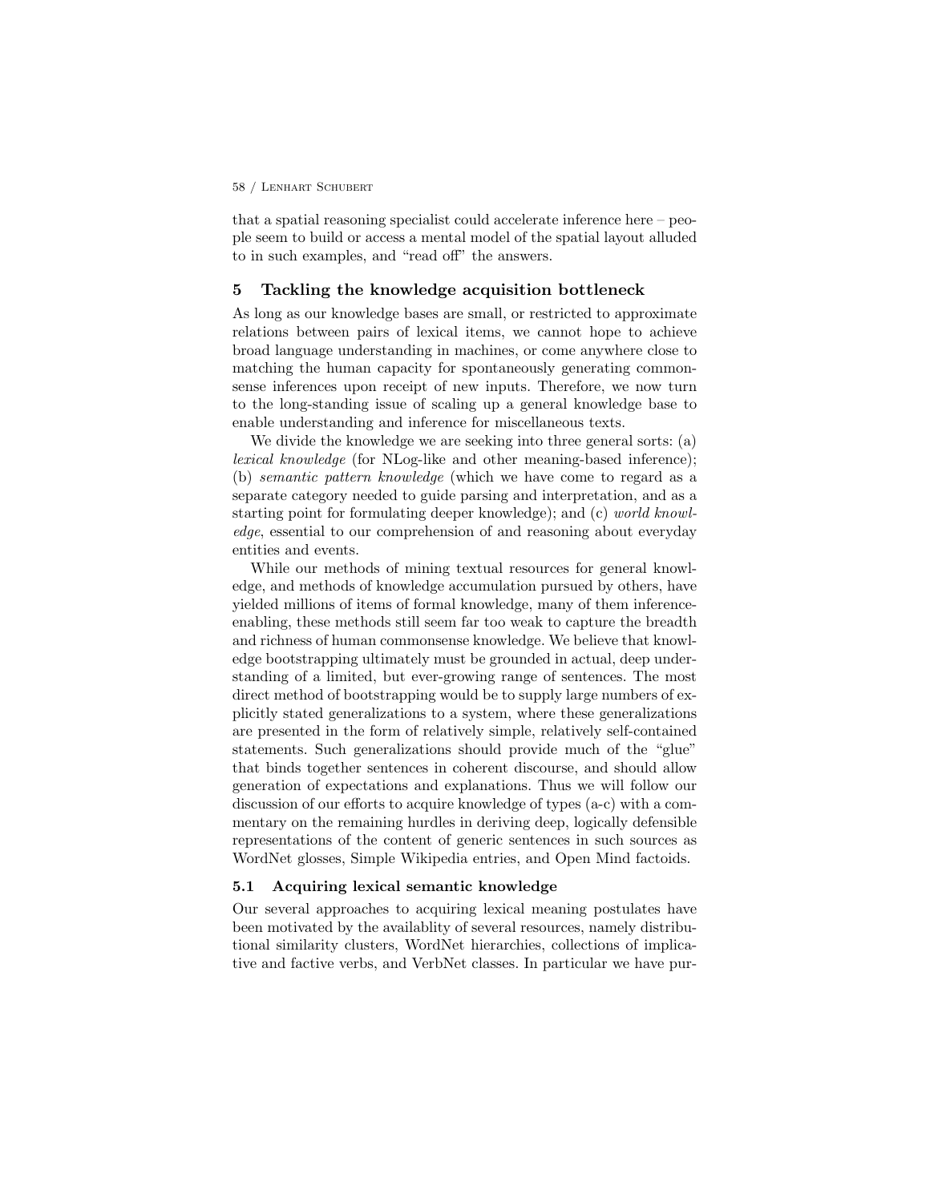that a spatial reasoning specialist could accelerate inference here – people seem to build or access a mental model of the spatial layout alluded to in such examples, and "read off" the answers.

## 5 Tackling the knowledge acquisition bottleneck

As long as our knowledge bases are small, or restricted to approximate relations between pairs of lexical items, we cannot hope to achieve broad language understanding in machines, or come anywhere close to matching the human capacity for spontaneously generating commonsense inferences upon receipt of new inputs. Therefore, we now turn to the long-standing issue of scaling up a general knowledge base to enable understanding and inference for miscellaneous texts.

We divide the knowledge we are seeking into three general sorts: (a) *lexical knowledge* (for NLog-like and other meaning-based inference); (b) *semantic pattern knowledge* (which we have come to regard as a separate category needed to guide parsing and interpretation, and as a starting point for formulating deeper knowledge); and (c) *world knowledge*, essential to our comprehension of and reasoning about everyday entities and events.

While our methods of mining textual resources for general knowledge, and methods of knowledge accumulation pursued by others, have yielded millions of items of formal knowledge, many of them inference-enabling, these methods still seem far too weak to capture the breadth and richness of human commonsense knowledge. We believe that knowledge bootstrapping ultimately must be grounded in actual, deep understanding of a limited, but ever-growing range of sentences. The most direct method of bootstrapping would be to supply large numbers of explicitly stated generalizations to a system, where these generalizations are presented in the form of relatively simple, relatively self-contained statements. Such generalizations should provide much of the "glue" that binds together sentences in coherent discourse, and should allow generation of expectations and explanations. Thus we will follow our discussion of our efforts to acquire knowledge of types (a-c) with a commentary on the remaining hurdles in deriving deep, logically defensible representations of the content of generic sentences in such sources as WordNet glosses, Simple Wikipedia entries, and Open Mind factoids.

### 5.1 Acquiring lexical semantic knowledge

Our several approaches to acquiring lexical meaning postulates have been motivated by the availablity of several resources, namely distributional similarity clusters, WordNet hierarchies, collections of implicative and factive verbs, and VerbNet classes. In particular we have pur-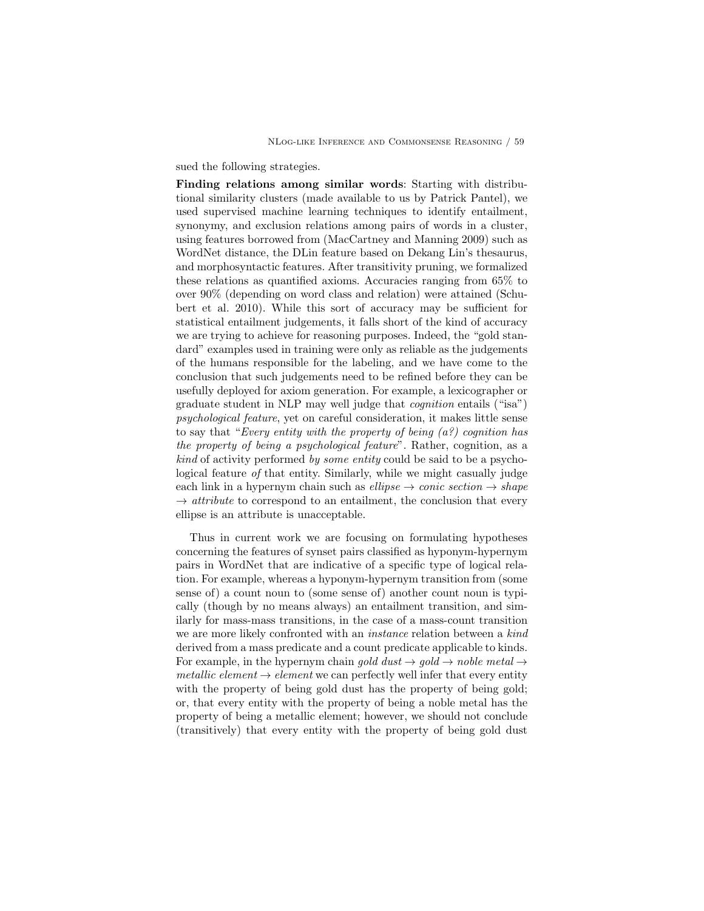sued the following strategies.

**Finding relations among similar words**: Starting with distributional similarity clusters (made available to us by Patrick Pantel), we used supervised machine learning techniques to identify entailment, synonymy, and exclusion relations among pairs of words in a cluster, using features borrowed from (MacCartney and Manning 2009) such as WordNet distance, the DLin feature based on Dekang Lin's thesaurus, and morphosyntactic features. After transitivity pruning, we formalized these relations as quantified axioms. Accuracies ranging from 65% to over 90% (depending on word class and relation) were attained (Schubert et al. 2010). While this sort of accuracy may be sufficient for statistical entailment judgements, it falls short of the kind of accuracy we are trying to achieve for reasoning purposes. Indeed, the "gold standard" examples used in training were only as reliable as the judgements of the humans responsible for the labeling, and we have come to the conclusion that such judgements need to be refined before they can be usefully deployed for axiom generation. For example, a lexicographer or graduate student in NLP may well judge that *cognition* entails ("isa") *psychological feature*, yet on careful consideration, it makes little sense to say that "*Every entity with the property of being (a?) cognition has the property of being a psychological feature*". Rather, cognition, as a *kind* of activity performed *by some entity* could be said to be a psychological feature *of* that entity. Similarly, while we might casually judge each link in a hypernym chain such as *ellipse* → *conic section* → *shape* → *attribute* to correspond to an entailment, the conclusion that every ellipse is an attribute is unacceptable.

Thus in current work we are focusing on formulating hypotheses concerning the features of synset pairs classified as hyponym-hypernym pairs in WordNet that are indicative of a specific type of logical relation. For example, whereas a hyponym-hypernym transition from (some sense of) a count noun to (some sense of) another count noun is typically (though by no means always) an entailment transition, and similarly for mass-mass transitions, in the case of a mass-count transition we are more likely confronted with an *instance* relation between a *kind* derived from a mass predicate and a count predicate applicable to kinds. For example, in the hypernym chain *gold dust* → *gold* → *noble metal* → *metallic element* → *element* we can perfectly well infer that every entity with the property of being gold dust has the property of being gold; or, that every entity with the property of being a noble metal has the property of being a metallic element; however, we should not conclude (transitively) that every entity with the property of being gold dust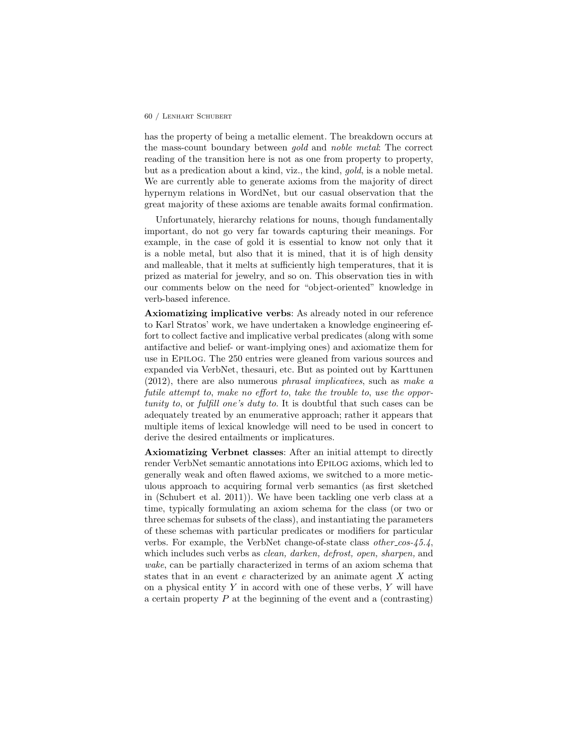has the property of being a metallic element. The breakdown occurs at the mass-count boundary between *gold* and *noble metal*: The correct reading of the transition here is not as one from property to property, but as a predication about a kind, viz., the kind, *gold*, is a noble metal. We are currently able to generate axioms from the majority of direct hypernym relations in WordNet, but our casual observation that the great majority of these axioms are tenable awaits formal confirmation.

Unfortunately, hierarchy relations for nouns, though fundamentally important, do not go very far towards capturing their meanings. For example, in the case of gold it is essential to know not only that it is a noble metal, but also that it is mined, that it is of high density and malleable, that it melts at sufficiently high temperatures, that it is prized as material for jewelry, and so on. This observation ties in with our comments below on the need for "object-oriented" knowledge in verb-based inference.

**Axiomatizing implicative verbs**: As already noted in our reference to Karl Stratos' work, we have undertaken a knowledge engineering effort to collect factive and implicative verbal predicates (along with some antifactive and belief- or want-implying ones) and axiomatize them for use in EPILOG. The 250 entries were gleaned from various sources and expanded via VerbNet, thesauri, etc. But as pointed out by Karttunen (2012), there are also numerous *phrasal implicatives*, such as *make a futile attempt to*, *make no effort to*, *take the trouble to*, *use the opportunity to*, or *fulfill one's duty to*. It is doubtful that such cases can be adequately treated by an enumerative approach; rather it appears that multiple items of lexical knowledge will need to be used in concert to derive the desired entailments or implicatures.

**Axiomatizing Verbnet classes**: After an initial attempt to directly render VerbNet semantic annotations into EPILOG axioms, which led to generally weak and often flawed axioms, we switched to a more meticulous approach to acquiring formal verb semantics (as first sketched in (Schubert et al. 2011)). We have been tackling one verb class at a time, typically formulating an axiom schema for the class (or two or three schemas for subsets of the class), and instantiating the parameters of these schemas with particular predicates or modifiers for particular verbs. For example, the VerbNet change-of-state class *other_cos-45.4*, which includes such verbs as *clean, darken, defrost, open, sharpen,* and *wake*, can be partially characterized in terms of an axiom schema that states that in an event $e$ characterized by an animate agent $X$ acting on a physical entity $Y$ in accord with one of these verbs, $Y$ will have a certain property $P$ at the beginning of the event and a (contrasting)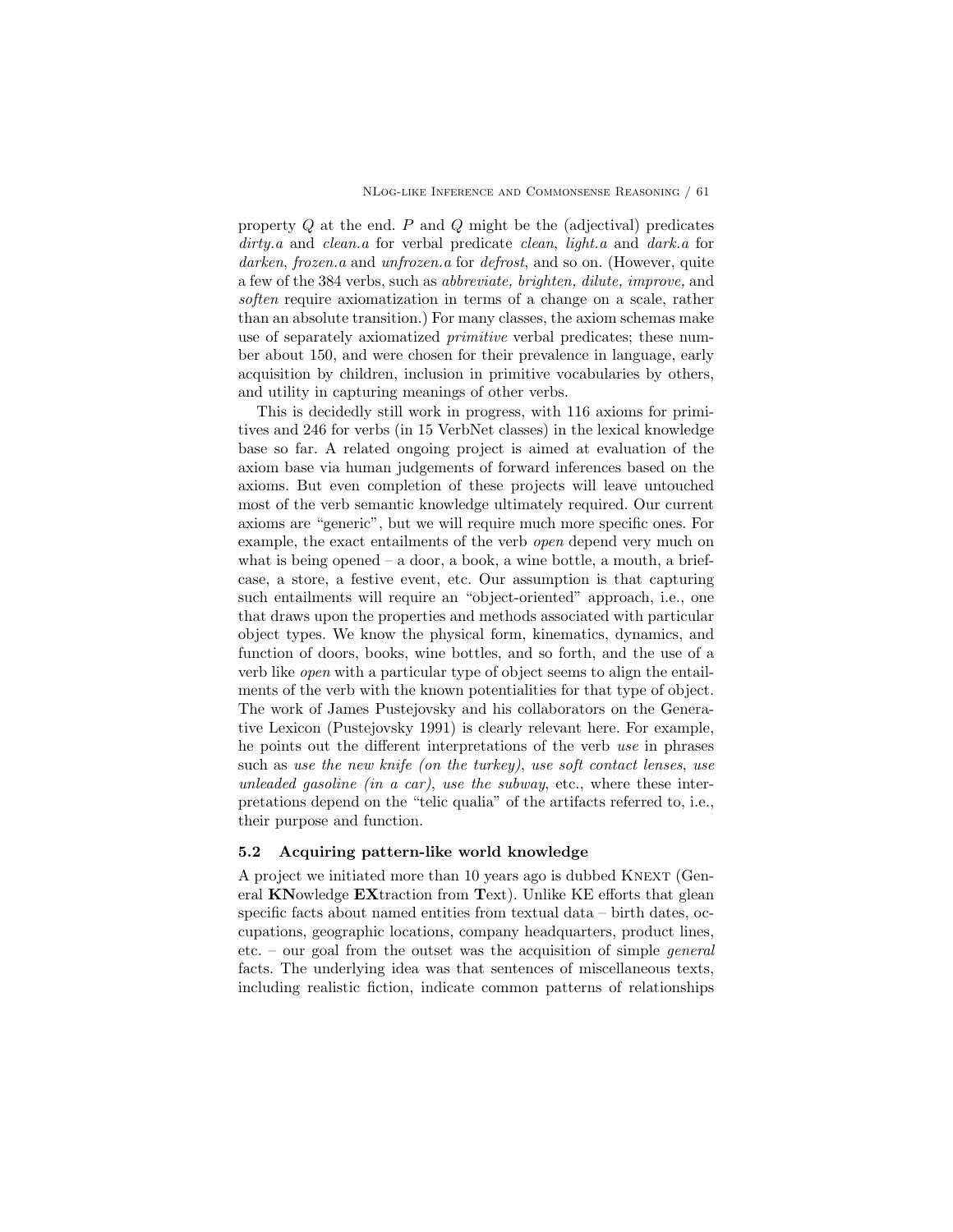property $Q$ at the end. $P$ and $Q$ might be the (adjectival) predicates *dirty.a* and *clean.a* for verbal predicate *clean*, *light.a* and *dark.a* for *darken*, *frozen.a* and *unfrozen.a* for *defrost*, and so on. (However, quite a few of the 384 verbs, such as *abbreviate, brighten, dilute, improve,* and *soften* require axiomatization in terms of a change on a scale, rather than an absolute transition.) For many classes, the axiom schemas make use of separately axiomatized *primitive* verbal predicates; these number about 150, and were chosen for their prevalence in language, early acquisition by children, inclusion in primitive vocabularies by others, and utility in capturing meanings of other verbs.

This is decidedly still work in progress, with 116 axioms for primitives and 246 for verbs (in 15 VerbNet classes) in the lexical knowledge base so far. A related ongoing project is aimed at evaluation of the axiom base via human judgements of forward inferences based on the axioms. But even completion of these projects will leave untouched most of the verb semantic knowledge ultimately required. Our current axioms are "generic", but we will require much more specific ones. For example, the exact entailments of the verb *open* depend very much on what is being opened – a door, a book, a wine bottle, a mouth, a briefcase, a store, a festive event, etc. Our assumption is that capturing such entailments will require an "object-oriented" approach, i.e., one that draws upon the properties and methods associated with particular object types. We know the physical form, kinematics, dynamics, and function of doors, books, wine bottles, and so forth, and the use of a verb like *open* with a particular type of object seems to align the entailments of the verb with the known potentialities for that type of object. The work of James Pustejovsky and his collaborators on the Generative Lexicon (Pustejovsky 1991) is clearly relevant here. For example, he points out the different interpretations of the verb *use* in phrases such as *use the new knife (on the turkey)*, *use soft contact lenses*, *use unleaded gasoline (in a car)*, *use the subway*, etc., where these interpretations depend on the "telic qualia" of the artifacts referred to, i.e., their purpose and function.

### 5.2 Acquiring pattern-like world knowledge

A project we initiated more than 10 years ago is dubbed KNEXT (General **KN**owledge **EX**traction from **T**ext). Unlike KE efforts that glean specific facts about named entities from textual data – birth dates, occupations, geographic locations, company headquarters, product lines, etc. – our goal from the outset was the acquisition of simple *general* facts. The underlying idea was that sentences of miscellaneous texts, including realistic fiction, indicate common patterns of relationships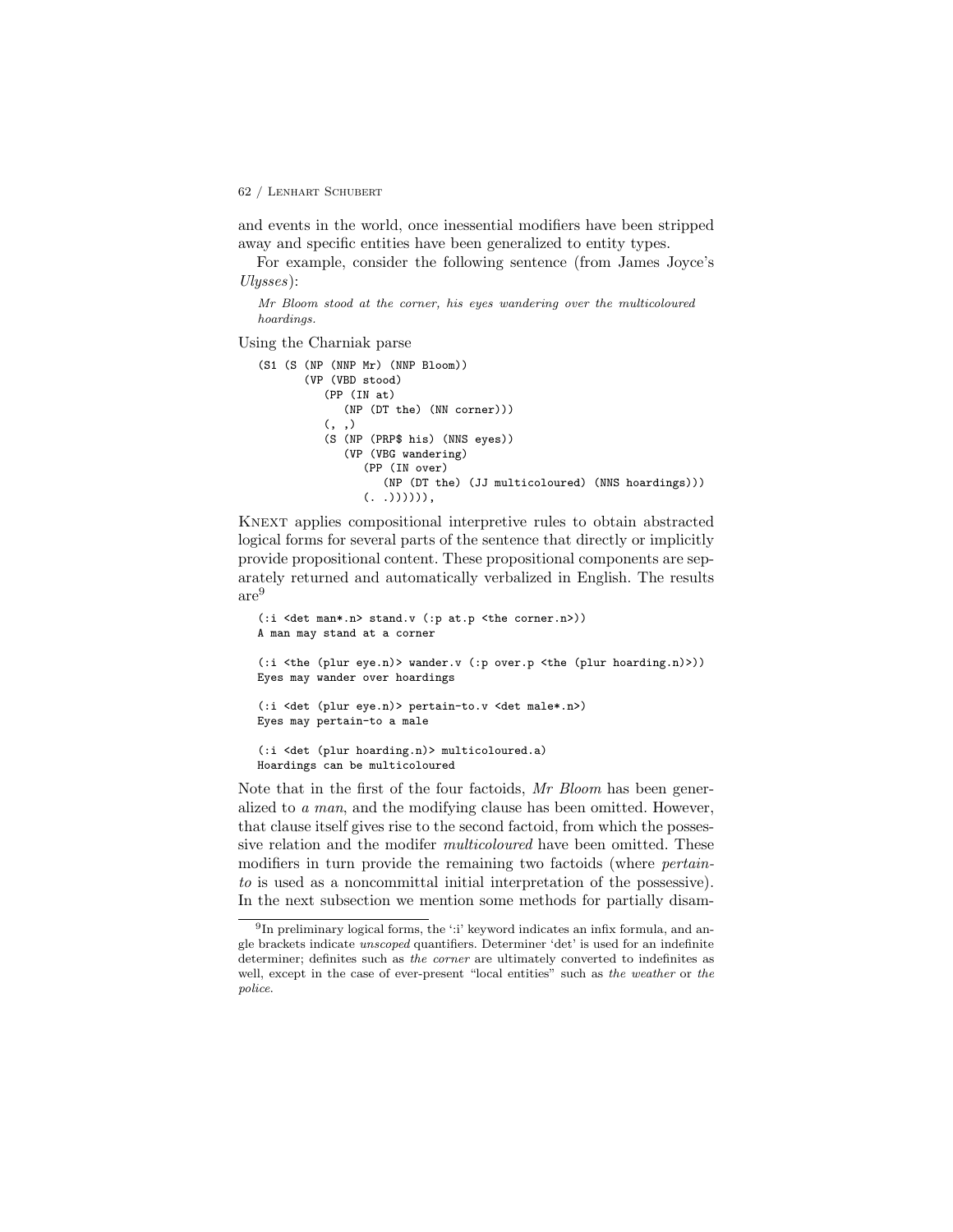and events in the world, once inessential modifiers have been stripped away and specific entities have been generalized to entity types.

For example, consider the following sentence (from James Joyce's *Ulysses*):

*Mr Bloom stood at the corner, his eyes wandering over the multicoloured hoardings.*

Using the Charniak parse

```
(S1 (S (NP (NNP Mr) (NNP Bloom))
       (VP (VBD stood)
          (PP (IN at)
             (NP (DT the) (NN corner)))
          (, ,)
          (S (NP (PRP$ his) (NNS eyes))
             (VP (VBG wandering)
                (PP (IN over)
                   (NP (DT the) (JJ multicoloured) (NNS hoardings)))
                (. .)))))),
```

KNEXT applies compositional interpretive rules to obtain abstracted logical forms for several parts of the sentence that directly or implicitly provide propositional content. These propositional components are separately returned and automatically verbalized in English. The results are[9]

```
(:i <det man*.n> stand.v (:p at.p <the corner.n>))
A man may stand at a corner

(:i <the (plur eye.n)> wander.v (:p over.p <the (plur hoarding.n)>))
Eyes may wander over hoardings

(:i <det (plur eye.n)> pertain-to.v <det male*.n>)
Eyes may pertain-to a male

(:i <det (plur hoarding.n)> multicoloured.a)
Hoardings can be multicoloured
```

Note that in the first of the four factoids, *Mr Bloom* has been generalized to *a man*, and the modifying clause has been omitted. However, that clause itself gives rise to the second factoid, from which the possessive relation and the modifer *multicoloured* have been omitted. These modifiers in turn provide the remaining two factoids (where *pertain-to* is used as a noncommittal initial interpretation of the possessive). In the next subsection we mention some methods for partially disam-

[9] In preliminary logical forms, the ':i' keyword indicates an infix formula, and angle brackets indicate *unscoped* quantifiers. Determiner 'det' is used for an indefinite determiner; definites such as *the corner* are ultimately converted to indefinites as well, except in the case of ever-present "local entities" such as *the weather* or *the police*.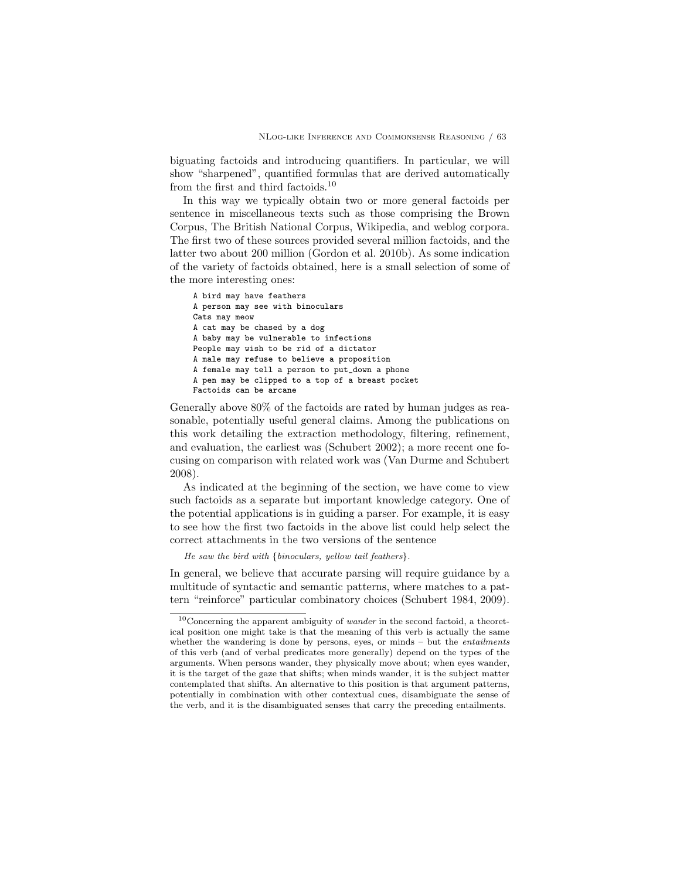biguating factoids and introducing quantifiers. In particular, we will show "sharpened", quantified formulas that are derived automatically from the first and third factoids.[10]

In this way we typically obtain two or more general factoids per sentence in miscellaneous texts such as those comprising the Brown Corpus, The British National Corpus, Wikipedia, and weblog corpora. The first two of these sources provided several million factoids, and the latter two about 200 million (Gordon et al. 2010b). As some indication of the variety of factoids obtained, here is a small selection of some of the more interesting ones:

```
A bird may have feathers
A person may see with binoculars
Cats may meow
A cat may be chased by a dog
A baby may be vulnerable to infections
People may wish to be rid of a dictator
A male may refuse to believe a proposition
A female may tell a person to put_down a phone
A pen may be clipped to a top of a breast pocket
Factoids can be arcane
```

Generally above 80% of the factoids are rated by human judges as reasonable, potentially useful general claims. Among the publications on this work detailing the extraction methodology, filtering, refinement, and evaluation, the earliest was (Schubert 2002); a more recent one focusing on comparison with related work was (Van Durme and Schubert 2008).

As indicated at the beginning of the section, we have come to view such factoids as a separate but important knowledge category. One of the potential applications is in guiding a parser. For example, it is easy to see how the first two factoids in the above list could help select the correct attachments in the two versions of the sentence

*He saw the bird with {binoculars, yellow tail feathers}.*

In general, we believe that accurate parsing will require guidance by a multitude of syntactic and semantic patterns, where matches to a pattern "reinforce" particular combinatory choices (Schubert 1984, 2009).

[10] Concerning the apparent ambiguity of *wander* in the second factoid, a theoretical position one might take is that the meaning of this verb is actually the same whether the wandering is done by persons, eyes, or minds – but the *entailments* of this verb (and of verbal predicates more generally) depend on the types of the arguments. When persons wander, they physically move about; when eyes wander, it is the target of the gaze that shifts; when minds wander, it is the subject matter contemplated that shifts. An alternative to this position is that argument patterns, potentially in combination with other contextual cues, disambiguate the sense of the verb, and it is the disambiguated senses that carry the preceding entailments.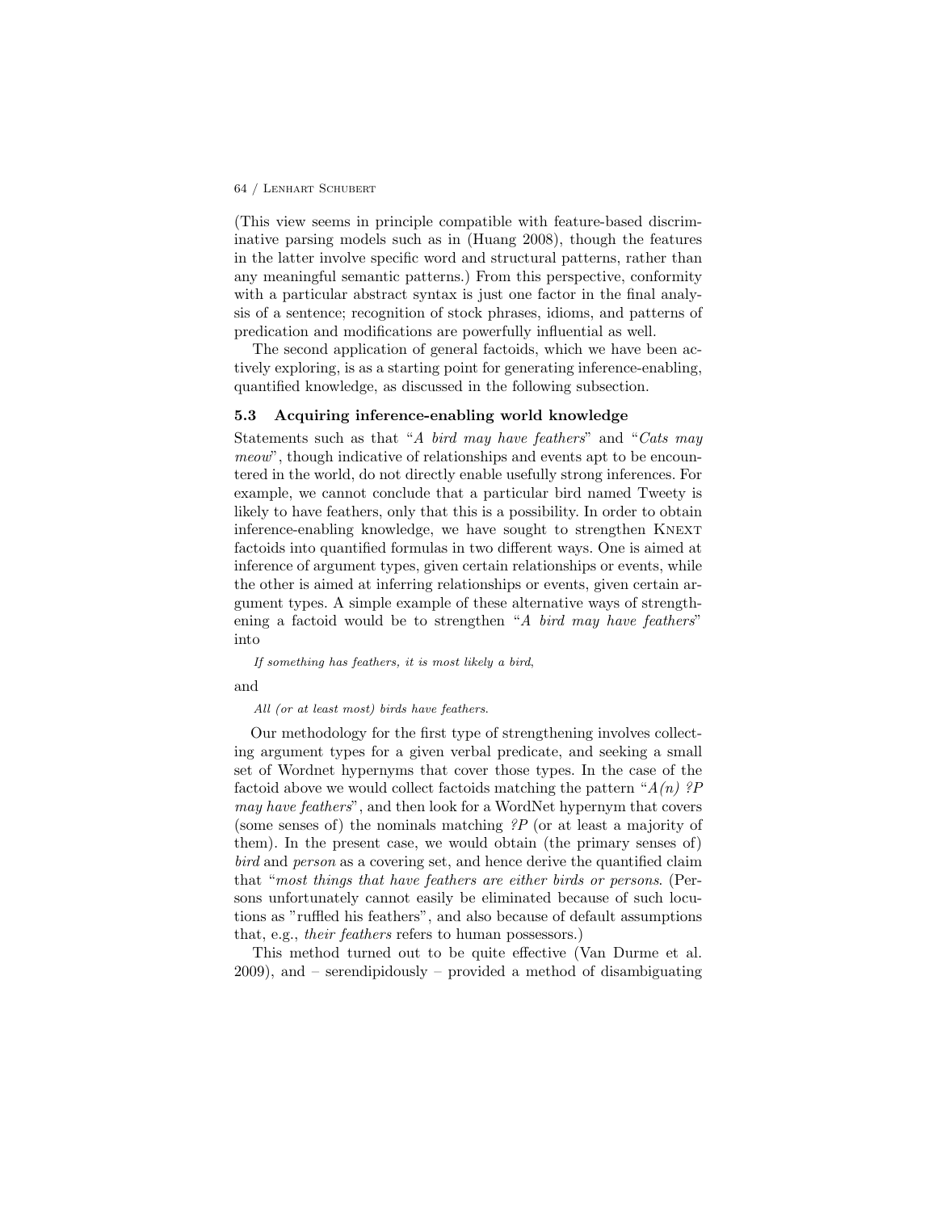(This view seems in principle compatible with feature-based discriminative parsing models such as in (Huang 2008), though the features in the latter involve specific word and structural patterns, rather than any meaningful semantic patterns.) From this perspective, conformity with a particular abstract syntax is just one factor in the final analysis of a sentence; recognition of stock phrases, idioms, and patterns of predication and modifications are powerfully influential as well.

The second application of general factoids, which we have been actively exploring, is as a starting point for generating inference-enabling, quantified knowledge, as discussed in the following subsection.

### 5.3 Acquiring inference-enabling world knowledge

Statements such as that "*A bird may have feathers*" and "*Cats may meow*", though indicative of relationships and events apt to be encountered in the world, do not directly enable usefully strong inferences. For example, we cannot conclude that a particular bird named Tweety is likely to have feathers, only that this is a possibility. In order to obtain inference-enabling knowledge, we have sought to strengthen KNEXT factoids into quantified formulas in two different ways. One is aimed at inference of argument types, given certain relationships or events, while the other is aimed at inferring relationships or events, given certain argument types. A simple example of these alternative ways of strengthening a factoid would be to strengthen "*A bird may have feathers*" into

*If something has feathers, it is most likely a bird,*

and

*All (or at least most) birds have feathers.*

Our methodology for the first type of strengthening involves collecting argument types for a given verbal predicate, and seeking a small set of Wordnet hypernyms that cover those types. In the case of the factoid above we would collect factoids matching the pattern "*A(n) ?P may have feathers*", and then look for a WordNet hypernym that covers (some senses of) the nominals matching *?P* (or at least a majority of them). In the present case, we would obtain (the primary senses of) *bird* and *person* as a covering set, and hence derive the quantified claim that "*most things that have feathers are either birds or persons*. (Persons unfortunately cannot easily be eliminated because of such locutions as "ruffled his feathers", and also because of default assumptions that, e.g., *their feathers* refers to human possessors.)

This method turned out to be quite effective (Van Durme et al. 2009), and – serendipidously – provided a method of disambiguating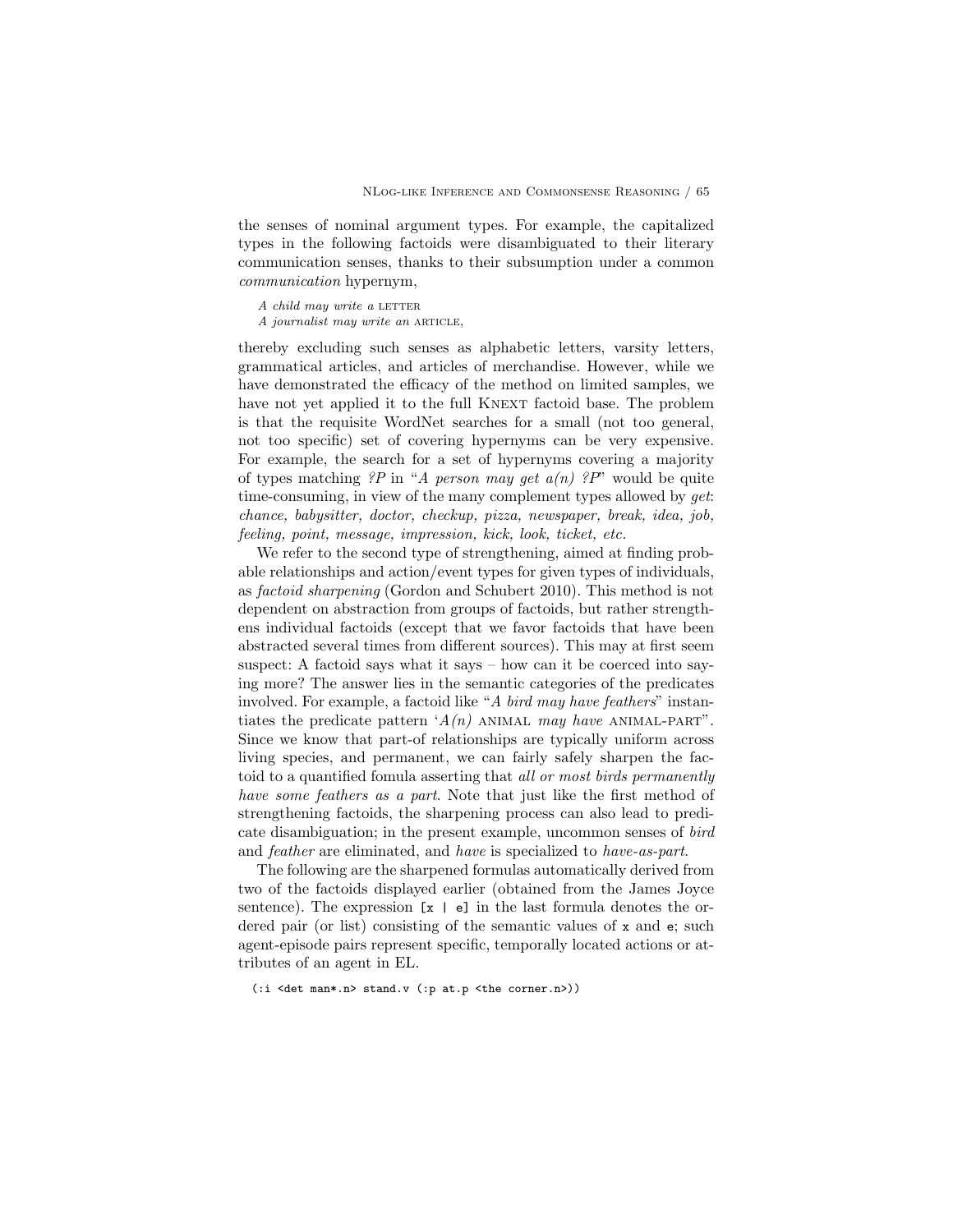the senses of nominal argument types. For example, the capitalized types in the following factoids were disambiguated to their literary communication senses, thanks to their subsumption under a common *communication* hypernym,

*A child may write a* LETTER
*A journalist may write an* ARTICLE,

thereby excluding such senses as alphabetic letters, varsity letters, grammatical articles, and articles of merchandise. However, while we have demonstrated the efficacy of the method on limited samples, we have not yet applied it to the full KNEXT factoid base. The problem is that the requisite WordNet searches for a small (not too general, not too specific) set of covering hypernyms can be very expensive. For example, the search for a set of hypernyms covering a majority of types matching *?P* in "*A person may get a(n) ?P*" would be quite time-consuming, in view of the many complement types allowed by *get*: *chance, babysitter, doctor, checkup, pizza, newspaper, break, idea, job, feeling, point, message, impression, kick, look, ticket, etc.*

We refer to the second type of strengthening, aimed at finding probable relationships and action/event types for given types of individuals, as *factoid sharpening* (Gordon and Schubert 2010). This method is not dependent on abstraction from groups of factoids, but rather strengthens individual factoids (except that we favor factoids that have been abstracted several times from different sources). This may at first seem suspect: A factoid says what it says – how can it be coerced into saying more? The answer lies in the semantic categories of the predicates involved. For example, a factoid like "*A bird may have feathers*" instantiates the predicate pattern '*A(n)* ANIMAL *may have* ANIMAL-PART". Since we know that part-of relationships are typically uniform across living species, and permanent, we can fairly safely sharpen the factoid to a quantified fomula asserting that *all or most birds permanently have some feathers as a part*. Note that just like the first method of strengthening factoids, the sharpening process can also lead to predicate disambiguation; in the present example, uncommon senses of *bird* and *feather* are eliminated, and *have* is specialized to *have-as-part*.

The following are the sharpened formulas automatically derived from two of the factoids displayed earlier (obtained from the James Joyce sentence). The expression `[x | e]` in the last formula denotes the ordered pair (or list) consisting of the semantic values of `x` and `e`; such agent-episode pairs represent specific, temporally located actions or attributes of an agent in EL.

```
(:i <det man*.n> stand.v (:p at.p <the corner.n>))
```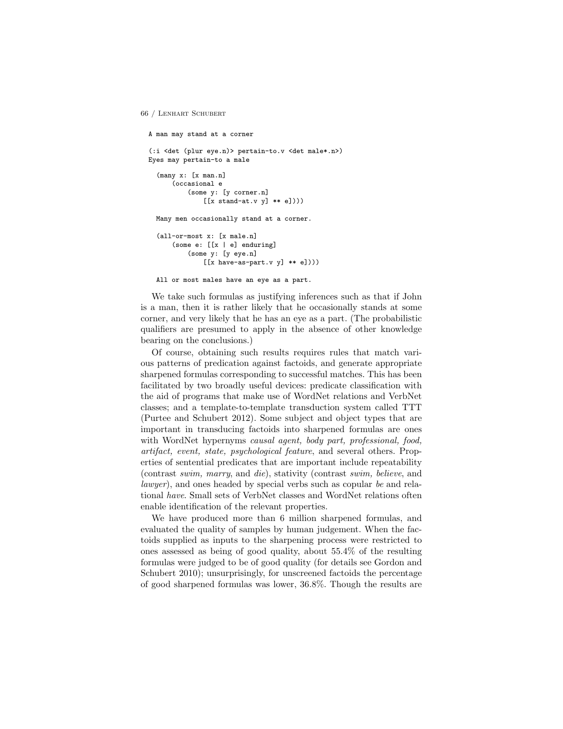```
A man may stand at a corner

(:i <det (plur eye.n)> pertain-to.v <det male*.n>)
Eyes may pertain-to a male

  (many x: [x man.n]
      (occasional e
          (some y: [y corner.n]
              [[x stand-at.v y] ** e])))

  Many men occasionally stand at a corner.

  (all-or-most x: [x male.n]
      (some e: [[x | e] enduring]
          (some y: [y eye.n]
              [[x have-as-part.v y] ** e])))

  All or most males have an eye as a part.
```

We take such formulas as justifying inferences such as that if John is a man, then it is rather likely that he occasionally stands at some corner, and very likely that he has an eye as a part. (The probabilistic qualifiers are presumed to apply in the absence of other knowledge bearing on the conclusions.)

Of course, obtaining such results requires rules that match various patterns of predication against factoids, and generate appropriate sharpened formulas corresponding to successful matches. This has been facilitated by two broadly useful devices: predicate classification with the aid of programs that make use of WordNet relations and VerbNet classes; and a template-to-template transduction system called TTT (Purtee and Schubert 2012). Some subject and object types that are important in transducing factoids into sharpened formulas are ones with WordNet hypernyms *causal agent, body part, professional, food, artifact, event, state, psychological feature*, and several others. Properties of sentential predicates that are important include repeatability (contrast *swim, marry*, and *die*), stativity (contrast *swim, believe*, and *lawyer*), and ones headed by special verbs such as copular *be* and relational *have*. Small sets of VerbNet classes and WordNet relations often enable identification of the relevant properties.

We have produced more than 6 million sharpened formulas, and evaluated the quality of samples by human judgement. When the factoids supplied as inputs to the sharpening process were restricted to ones assessed as being of good quality, about 55.4% of the resulting formulas were judged to be of good quality (for details see Gordon and Schubert 2010); unsurprisingly, for unscreened factoids the percentage of good sharpened formulas was lower, 36.8%. Though the results are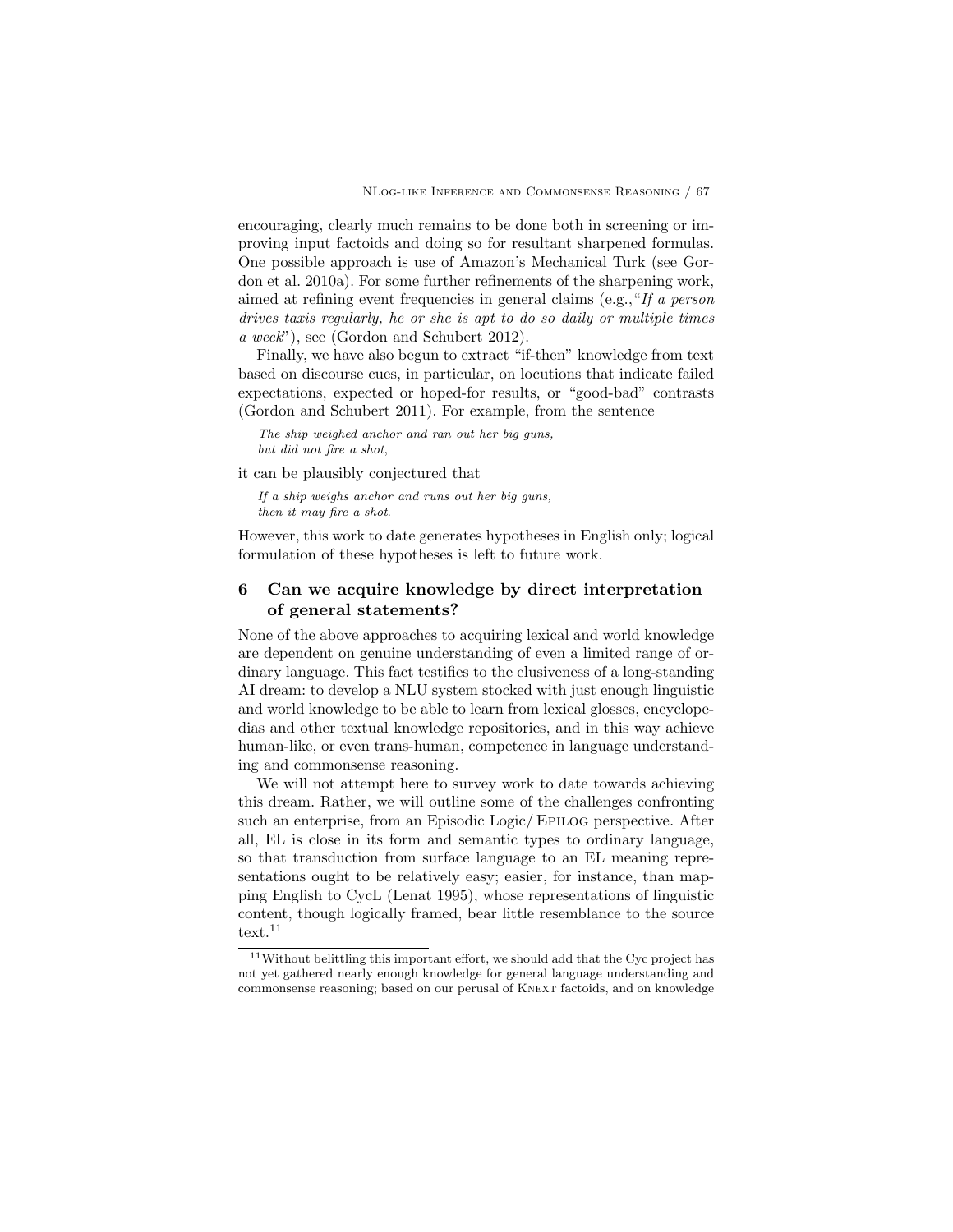encouraging, clearly much remains to be done both in screening or improving input factoids and doing so for resultant sharpened formulas. One possible approach is use of Amazon's Mechanical Turk (see Gordon et al. 2010a). For some further refinements of the sharpening work, aimed at refining event frequencies in general claims (e.g.,"*If a person drives taxis regularly, he or she is apt to do so daily or multiple times a week*"), see (Gordon and Schubert 2012).

Finally, we have also begun to extract "if-then" knowledge from text based on discourse cues, in particular, on locutions that indicate failed expectations, expected or hoped-for results, or "good-bad" contrasts (Gordon and Schubert 2011). For example, from the sentence

> *The ship weighed anchor and ran out her big guns,*
> *but did not fire a shot,*

it can be plausibly conjectured that

> *If a ship weighs anchor and runs out her big guns,*
> *then it may fire a shot.*

However, this work to date generates hypotheses in English only; logical formulation of these hypotheses is left to future work.

## 6 Can we acquire knowledge by direct interpretation of general statements?

None of the above approaches to acquiring lexical and world knowledge are dependent on genuine understanding of even a limited range of ordinary language. This fact testifies to the elusiveness of a long-standing AI dream: to develop a NLU system stocked with just enough linguistic and world knowledge to be able to learn from lexical glosses, encyclopedias and other textual knowledge repositories, and in this way achieve human-like, or even trans-human, competence in language understanding and commonsense reasoning.

We will not attempt here to survey work to date towards achieving this dream. Rather, we will outline some of the challenges confronting such an enterprise, from an Episodic Logic/ EPILOG perspective. After all, EL is close in its form and semantic types to ordinary language, so that transduction from surface language to an EL meaning representations ought to be relatively easy; easier, for instance, than mapping English to CycL (Lenat 1995), whose representations of linguistic content, though logically framed, bear little resemblance to the source text.[11]

[11] Without belittling this important effort, we should add that the Cyc project has not yet gathered nearly enough knowledge for general language understanding and commonsense reasoning; based on our perusal of KNEXT factoids, and on knowledge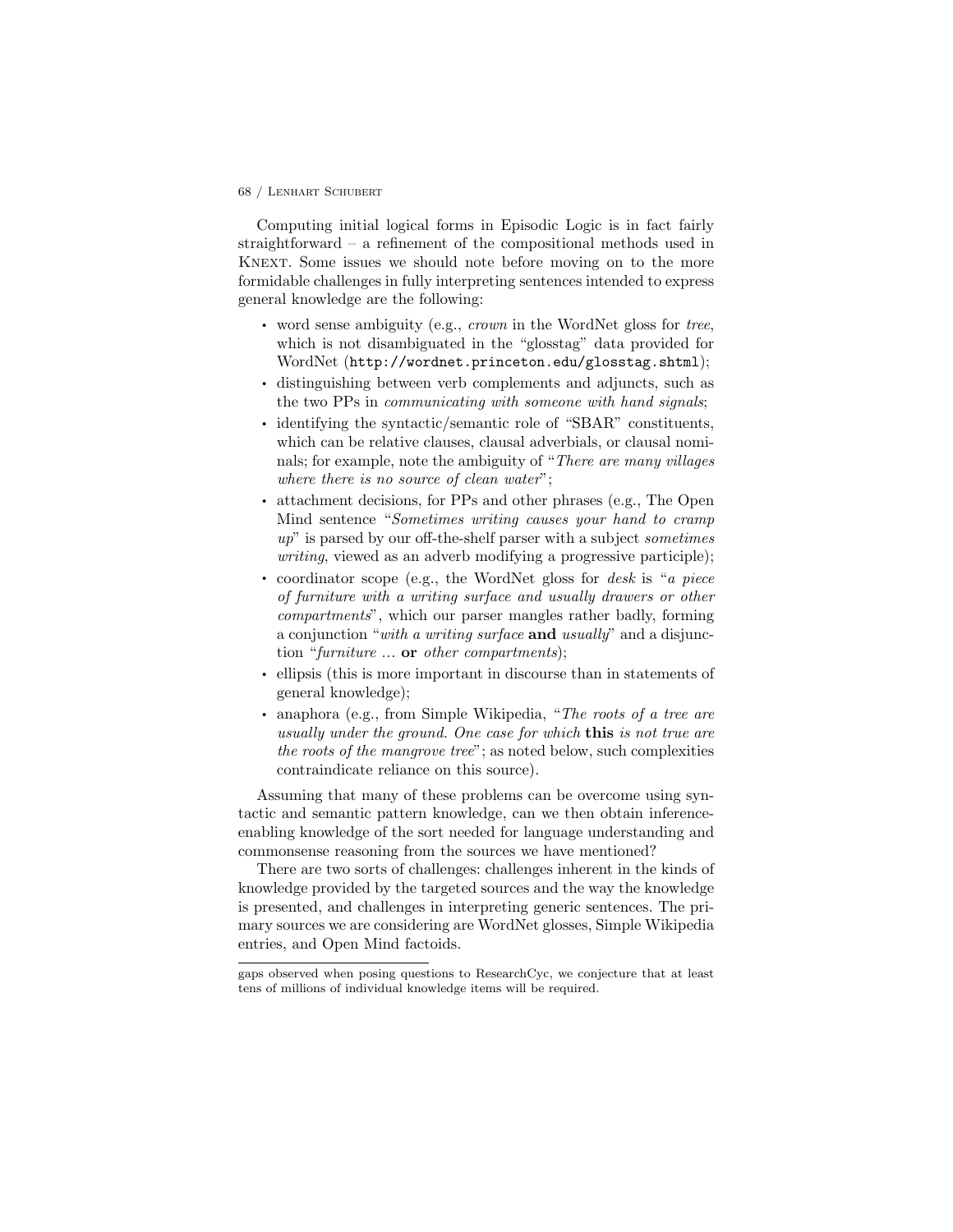Computing initial logical forms in Episodic Logic is in fact fairly straightforward – a refinement of the compositional methods used in KNEXT. Some issues we should note before moving on to the more formidable challenges in fully interpreting sentences intended to express general knowledge are the following:

- word sense ambiguity (e.g., *crown* in the WordNet gloss for *tree*, which is not disambiguated in the "glosstag" data provided for WordNet (`http://wordnet.princeton.edu/glosstag.shtml`);
- distinguishing between verb complements and adjuncts, such as the two PPs in *communicating with someone with hand signals*;
- identifying the syntactic/semantic role of "SBAR" constituents, which can be relative clauses, clausal adverbials, or clausal nominals; for example, note the ambiguity of "*There are many villages where there is no source of clean water*";
- attachment decisions, for PPs and other phrases (e.g., The Open Mind sentence "*Sometimes writing causes your hand to cramp up*" is parsed by our off-the-shelf parser with a subject *sometimes writing*, viewed as an adverb modifying a progressive participle);
- coordinator scope (e.g., the WordNet gloss for *desk* is "*a piece of furniture with a writing surface and usually drawers or other compartments*", which our parser mangles rather badly, forming a conjunction "*with a writing surface* **and** *usually*" and a disjunction "*furniture ...* **or** *other compartments*);
- ellipsis (this is more important in discourse than in statements of general knowledge);
- anaphora (e.g., from Simple Wikipedia, "*The roots of a tree are usually under the ground. One case for which* **this** *is not true are the roots of the mangrove tree*"; as noted below, such complexities contraindicate reliance on this source).

Assuming that many of these problems can be overcome using syntactic and semantic pattern knowledge, can we then obtain inference-enabling knowledge of the sort needed for language understanding and commonsense reasoning from the sources we have mentioned?

There are two sorts of challenges: challenges inherent in the kinds of knowledge provided by the targeted sources and the way the knowledge is presented, and challenges in interpreting generic sentences. The primary sources we are considering are WordNet glosses, Simple Wikipedia entries, and Open Mind factoids.

gaps observed when posing questions to ResearchCyc, we conjecture that at least tens of millions of individual knowledge items will be required.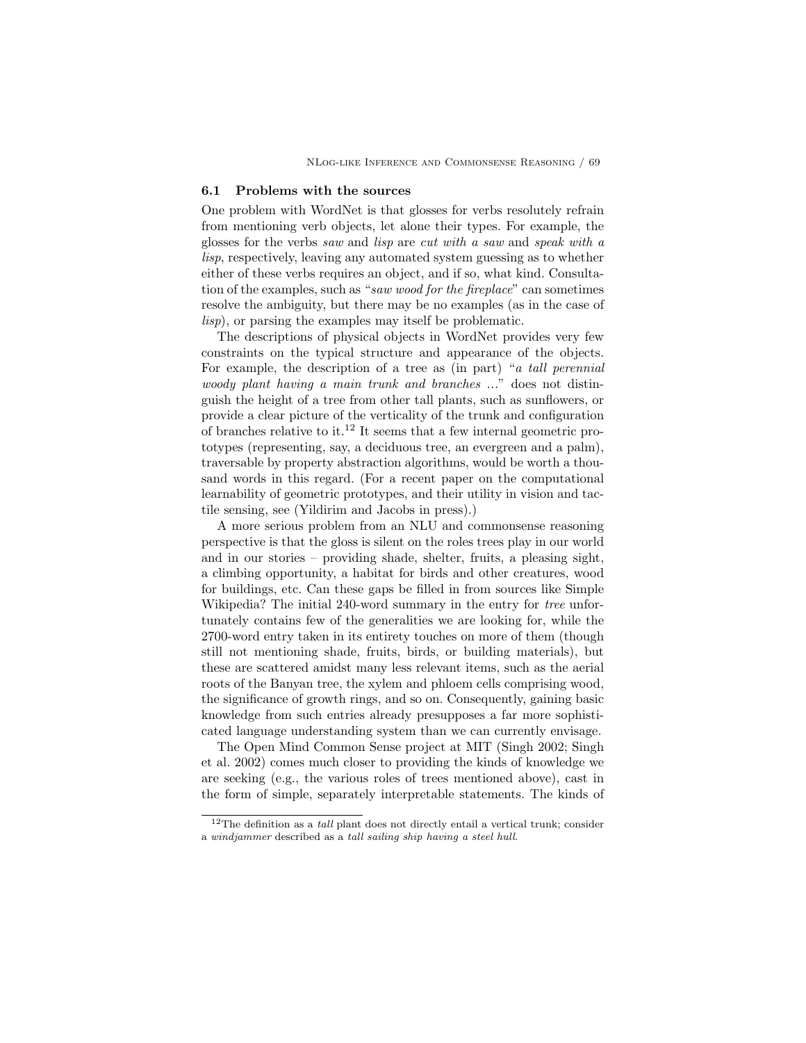### 6.1 Problems with the sources

One problem with WordNet is that glosses for verbs resolutely refrain from mentioning verb objects, let alone their types. For example, the glosses for the verbs *saw* and *lisp* are *cut with a saw* and *speak with a lisp*, respectively, leaving any automated system guessing as to whether either of these verbs requires an object, and if so, what kind. Consultation of the examples, such as "*saw wood for the fireplace*" can sometimes resolve the ambiguity, but there may be no examples (as in the case of *lisp*), or parsing the examples may itself be problematic.

The descriptions of physical objects in WordNet provides very few constraints on the typical structure and appearance of the objects. For example, the description of a tree as (in part) "*a tall perennial woody plant having a main trunk and branches ...*" does not distinguish the height of a tree from other tall plants, such as sunflowers, or provide a clear picture of the verticality of the trunk and configuration of branches relative to it.[12] It seems that a few internal geometric prototypes (representing, say, a deciduous tree, an evergreen and a palm), traversable by property abstraction algorithms, would be worth a thousand words in this regard. (For a recent paper on the computational learnability of geometric prototypes, and their utility in vision and tactile sensing, see (Yildirim and Jacobs in press).)

A more serious problem from an NLU and commonsense reasoning perspective is that the gloss is silent on the roles trees play in our world and in our stories – providing shade, shelter, fruits, a pleasing sight, a climbing opportunity, a habitat for birds and other creatures, wood for buildings, etc. Can these gaps be filled in from sources like Simple Wikipedia? The initial 240-word summary in the entry for *tree* unfortunately contains few of the generalities we are looking for, while the 2700-word entry taken in its entirety touches on more of them (though still not mentioning shade, fruits, birds, or building materials), but these are scattered amidst many less relevant items, such as the aerial roots of the Banyan tree, the xylem and phloem cells comprising wood, the significance of growth rings, and so on. Consequently, gaining basic knowledge from such entries already presupposes a far more sophisticated language understanding system than we can currently envisage.

The Open Mind Common Sense project at MIT (Singh 2002; Singh et al. 2002) comes much closer to providing the kinds of knowledge we are seeking (e.g., the various roles of trees mentioned above), cast in the form of simple, separately interpretable statements. The kinds of

[12] The definition as a *tall* plant does not directly entail a vertical trunk; consider a *windjammer* described as a *tall sailing ship having a steel hull*.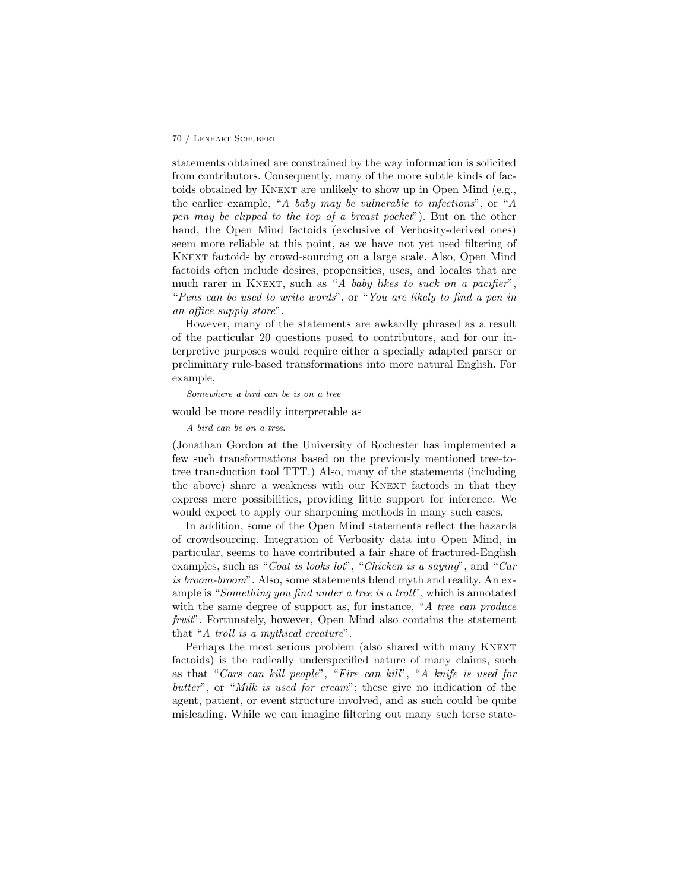statements obtained are constrained by the way information is solicited from contributors. Consequently, many of the more subtle kinds of factoids obtained by KNEXT are unlikely to show up in Open Mind (e.g., the earlier example, "*A baby may be vulnerable to infections*", or "*A pen may be clipped to the top of a breast pocket*"). But on the other hand, the Open Mind factoids (exclusive of Verbosity-derived ones) seem more reliable at this point, as we have not yet used filtering of KNEXT factoids by crowd-sourcing on a large scale. Also, Open Mind factoids often include desires, propensities, uses, and locales that are much rarer in KNEXT, such as "*A baby likes to suck on a pacifier*", "*Pens can be used to write words*", or "*You are likely to find a pen in an office supply store*".

However, many of the statements are awkwardly phrased as a result of the particular 20 questions posed to contributors, and for our interpretive purposes would require either a specially adapted parser or preliminary rule-based transformations into more natural English. For example,

*Somewhere a bird can be is on a tree*

would be more readily interpretable as

*A bird can be on a tree.*

(Jonathan Gordon at the University of Rochester has implemented a few such transformations based on the previously mentioned tree-to-tree transduction tool TTT.) Also, many of the statements (including the above) share a weakness with our KNEXT factoids in that they express mere possibilities, providing little support for inference. We would expect to apply our sharpening methods in many such cases.

In addition, some of the Open Mind statements reflect the hazards of crowdsourcing. Integration of Verbosity data into Open Mind, in particular, seems to have contributed a fair share of fractured-English examples, such as "*Coat is looks lot*", "*Chicken is a saying*", and "*Car is broom-broom*". Also, some statements blend myth and reality. An example is "*Something you find under a tree is a troll*", which is annotated with the same degree of support as, for instance, "*A tree can produce fruit*". Fortunately, however, Open Mind also contains the statement that "*A troll is a mythical creature*".

Perhaps the most serious problem (also shared with many KNEXT factoids) is the radically underspecified nature of many claims, such as that "*Cars can kill people*", "*Fire can kill*", "*A knife is used for butter*", or "*Milk is used for cream*"; these give no indication of the agent, patient, or event structure involved, and as such could be quite misleading. While we can imagine filtering out many such terse state-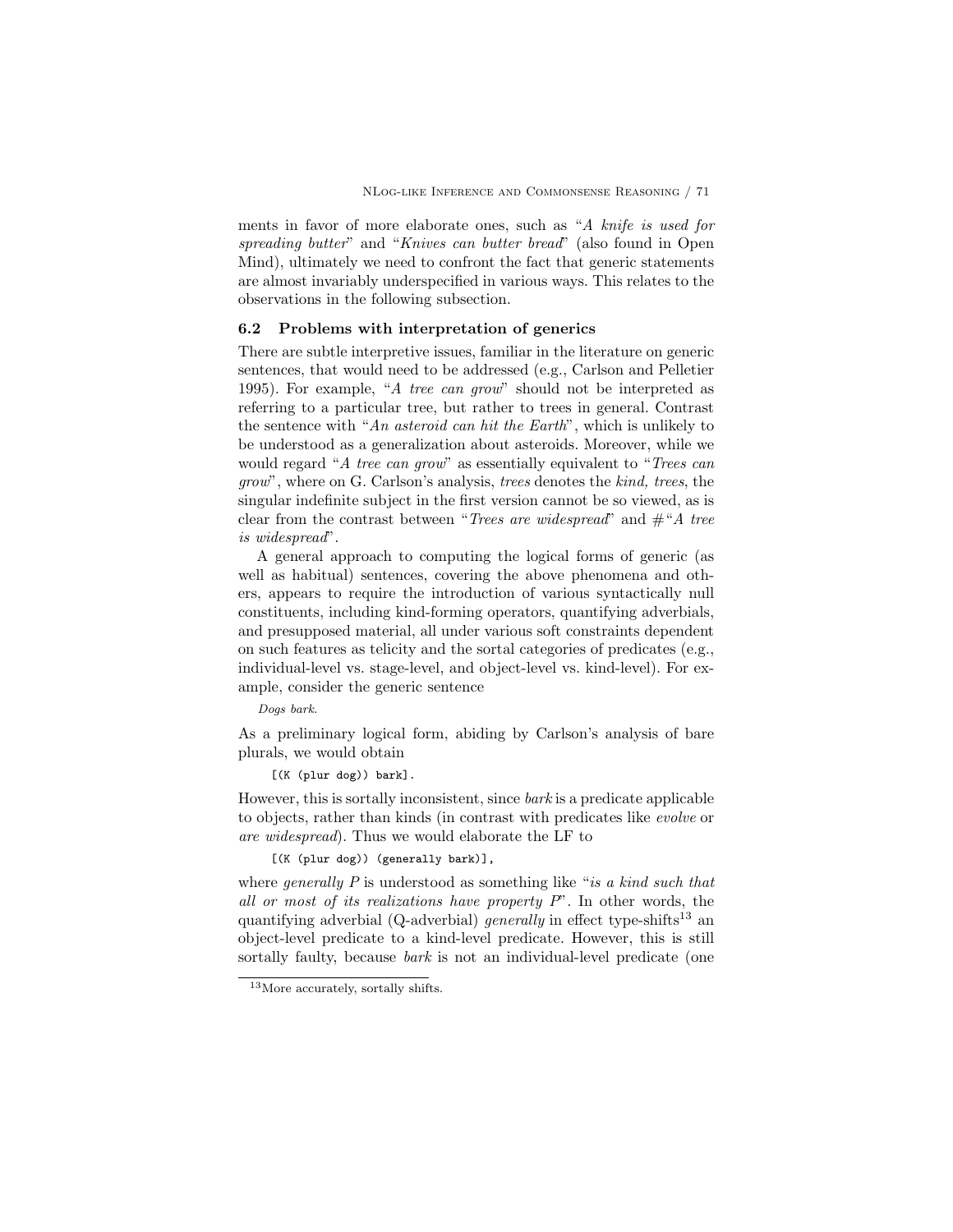ments in favor of more elaborate ones, such as "*A knife is used for spreading butter*" and "*Knives can butter bread*" (also found in Open Mind), ultimately we need to confront the fact that generic statements are almost invariably underspecified in various ways. This relates to the observations in the following subsection.

### 6.2 Problems with interpretation of generics

There are subtle interpretive issues, familiar in the literature on generic sentences, that would need to be addressed (e.g., Carlson and Pelletier 1995). For example, "*A tree can grow*" should not be interpreted as referring to a particular tree, but rather to trees in general. Contrast the sentence with "*An asteroid can hit the Earth*", which is unlikely to be understood as a generalization about asteroids. Moreover, while we would regard "*A tree can grow*" as essentially equivalent to "*Trees can grow*", where on G. Carlson's analysis, *trees* denotes the *kind, trees*, the singular indefinite subject in the first version cannot be so viewed, as is clear from the contrast between "*Trees are widespread*" and #"*A tree is widespread*".

A general approach to computing the logical forms of generic (as well as habitual) sentences, covering the above phenomena and others, appears to require the introduction of various syntactically null constituents, including kind-forming operators, quantifying adverbials, and presupposed material, all under various soft constraints dependent on such features as telicity and the sortal categories of predicates (e.g., individual-level vs. stage-level, and object-level vs. kind-level). For example, consider the generic sentence

*Dogs bark.*

As a preliminary logical form, abiding by Carlson's analysis of bare plurals, we would obtain

```
[(K (plur dog)) bark].
```

However, this is sortally inconsistent, since *bark* is a predicate applicable to objects, rather than kinds (in contrast with predicates like *evolve* or *are widespread*). Thus we would elaborate the LF to

```
[(K (plur dog)) (generally bark)],
```

where *generally P* is understood as something like "*is a kind such that all or most of its realizations have property P*". In other words, the quantifying adverbial (Q-adverbial) *generally* in effect type-shifts[13] an object-level predicate to a kind-level predicate. However, this is still sortally faulty, because *bark* is not an individual-level predicate (one

[13] More accurately, sortally shifts.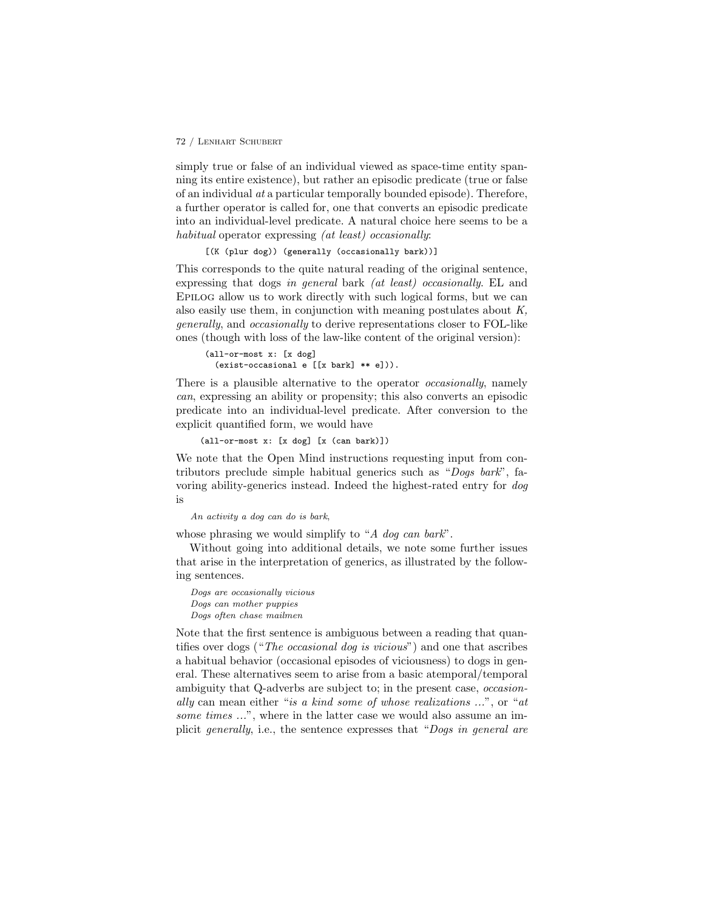simply true or false of an individual viewed as space-time entity spanning its entire existence), but rather an episodic predicate (true or false of an individual *at* a particular temporally bounded episode). Therefore, a further operator is called for, one that converts an episodic predicate into an individual-level predicate. A natural choice here seems to be a *habitual* operator expressing *(at least) occasionally*:

```
[(K (plur dog)) (generally (occasionally bark))]
```

This corresponds to the quite natural reading of the original sentence, expressing that dogs *in general* bark *(at least) occasionally*. EL and Epilog allow us to work directly with such logical forms, but we can also easily use them, in conjunction with meaning postulates about *K*, *generally*, and *occasionally* to derive representations closer to FOL-like ones (though with loss of the law-like content of the original version):

```
(all-or-most x: [x dog]
  (exist-occasional e [[x bark] ** e])).
```

There is a plausible alternative to the operator *occasionally*, namely *can*, expressing an ability or propensity; this also converts an episodic predicate into an individual-level predicate. After conversion to the explicit quantified form, we would have

```
(all-or-most x: [x dog] [x (can bark)])
```

We note that the Open Mind instructions requesting input from contributors preclude simple habitual generics such as "*Dogs bark*", favoring ability-generics instead. Indeed the highest-rated entry for *dog* is

*An activity a dog can do is bark*,

whose phrasing we would simplify to "*A dog can bark*".

Without going into additional details, we note some further issues that arise in the interpretation of generics, as illustrated by the following sentences.

*Dogs are occasionally vicious*
*Dogs can mother puppies*
*Dogs often chase mailmen*

Note that the first sentence is ambiguous between a reading that quantifies over dogs ("*The occasional dog is vicious*") and one that ascribes a habitual behavior (occasional episodes of viciousness) to dogs in general. These alternatives seem to arise from a basic atemporal/temporal ambiguity that Q-adverbs are subject to; in the present case, *occasionally* can mean either "*is a kind some of whose realizations ...*", or "*at some times ...*", where in the latter case we would also assume an implicit *generally*, i.e., the sentence expresses that "*Dogs in general are*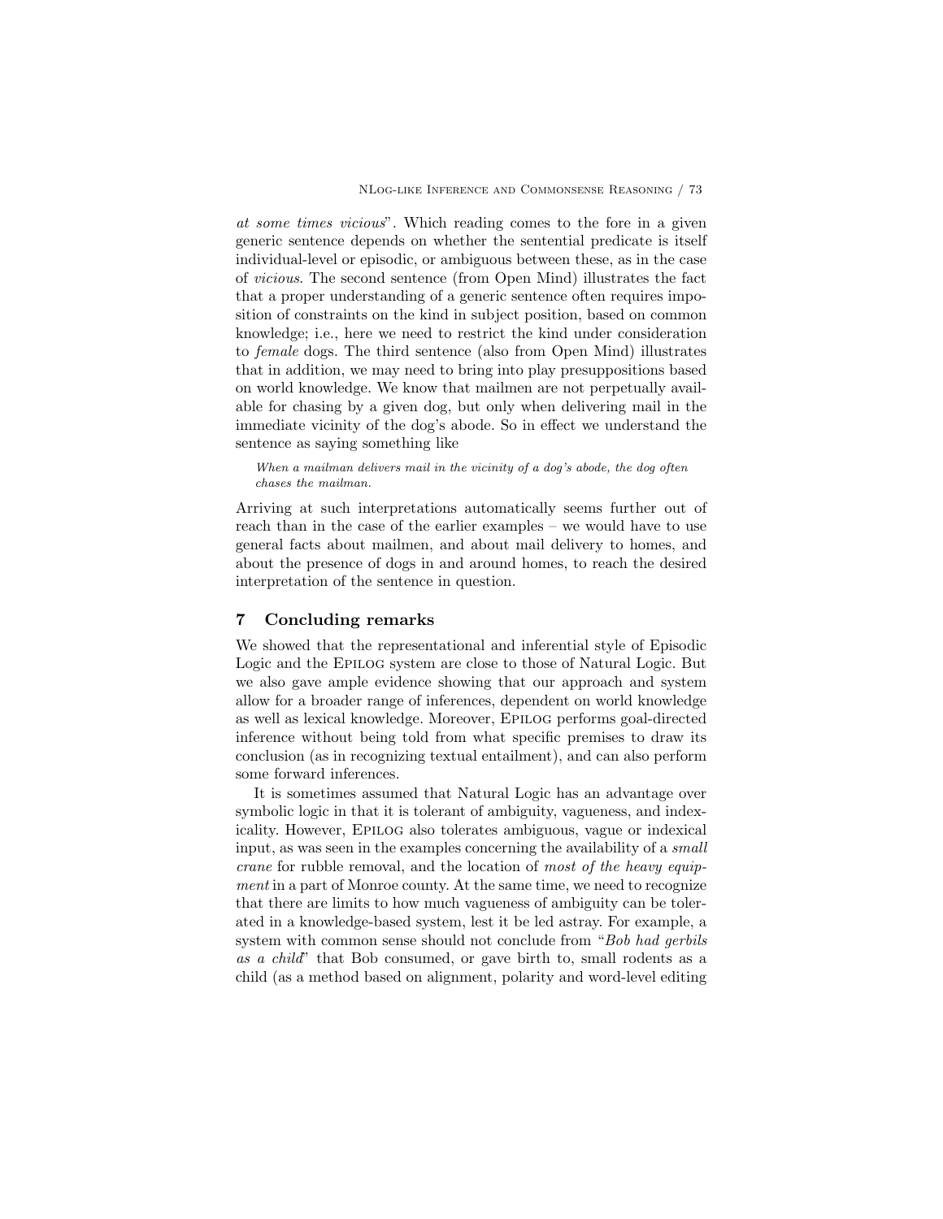*at some times vicious*". Which reading comes to the fore in a given generic sentence depends on whether the sentential predicate is itself individual-level or episodic, or ambiguous between these, as in the case of *vicious*. The second sentence (from Open Mind) illustrates the fact that a proper understanding of a generic sentence often requires imposition of constraints on the kind in subject position, based on common knowledge; i.e., here we need to restrict the kind under consideration to *female* dogs. The third sentence (also from Open Mind) illustrates that in addition, we may need to bring into play presuppositions based on world knowledge. We know that mailmen are not perpetually available for chasing by a given dog, but only when delivering mail in the immediate vicinity of the dog's abode. So in effect we understand the sentence as saying something like

> *When a mailman delivers mail in the vicinity of a dog's abode, the dog often chases the mailman.*

Arriving at such interpretations automatically seems further out of reach than in the case of the earlier examples – we would have to use general facts about mailmen, and about mail delivery to homes, and about the presence of dogs in and around homes, to reach the desired interpretation of the sentence in question.

## 7 Concluding remarks

We showed that the representational and inferential style of Episodic Logic and the Epilog system are close to those of Natural Logic. But we also gave ample evidence showing that our approach and system allow for a broader range of inferences, dependent on world knowledge as well as lexical knowledge. Moreover, Epilog performs goal-directed inference without being told from what specific premises to draw its conclusion (as in recognizing textual entailment), and can also perform some forward inferences.

It is sometimes assumed that Natural Logic has an advantage over symbolic logic in that it is tolerant of ambiguity, vagueness, and indexicality. However, Epilog also tolerates ambiguous, vague or indexical input, as was seen in the examples concerning the availability of a *small crane* for rubble removal, and the location of *most of the heavy equipment* in a part of Monroe county. At the same time, we need to recognize that there are limits to how much vagueness of ambiguity can be tolerated in a knowledge-based system, lest it be led astray. For example, a system with common sense should not conclude from "*Bob had gerbils as a child*" that Bob consumed, or gave birth to, small rodents as a child (as a method based on alignment, polarity and word-level editing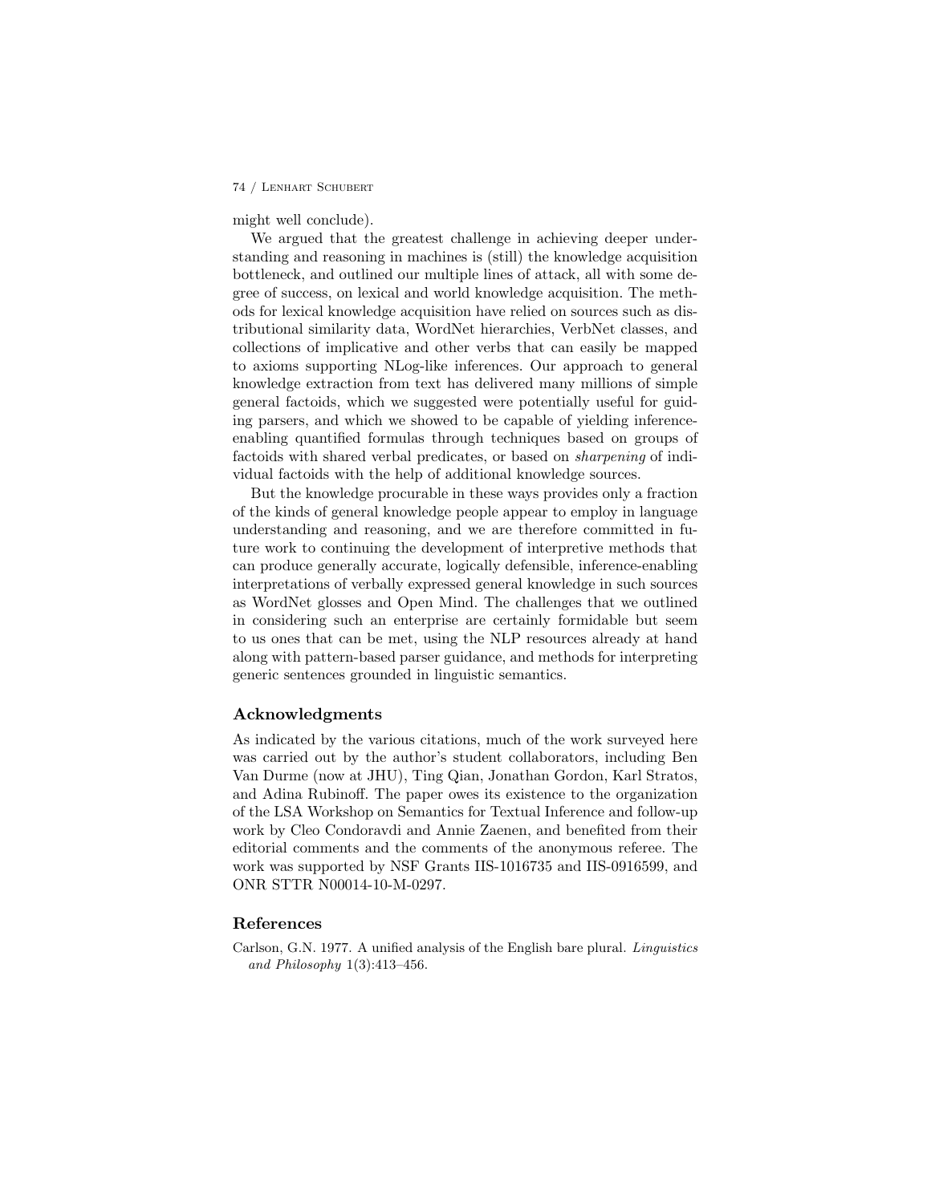might well conclude).

We argued that the greatest challenge in achieving deeper understanding and reasoning in machines is (still) the knowledge acquisition bottleneck, and outlined our multiple lines of attack, all with some degree of success, on lexical and world knowledge acquisition. The methods for lexical knowledge acquisition have relied on sources such as distributional similarity data, WordNet hierarchies, VerbNet classes, and collections of implicative and other verbs that can easily be mapped to axioms supporting NLog-like inferences. Our approach to general knowledge extraction from text has delivered many millions of simple general factoids, which we suggested were potentially useful for guiding parsers, and which we showed to be capable of yielding inference-enabling quantified formulas through techniques based on groups of factoids with shared verbal predicates, or based on *sharpening* of individual factoids with the help of additional knowledge sources.

But the knowledge procurable in these ways provides only a fraction of the kinds of general knowledge people appear to employ in language understanding and reasoning, and we are therefore committed in future work to continuing the development of interpretive methods that can produce generally accurate, logically defensible, inference-enabling interpretations of verbally expressed general knowledge in such sources as WordNet glosses and Open Mind. The challenges that we outlined in considering such an enterprise are certainly formidable but seem to us ones that can be met, using the NLP resources already at hand along with pattern-based parser guidance, and methods for interpreting generic sentences grounded in linguistic semantics.

## Acknowledgments

As indicated by the various citations, much of the work surveyed here was carried out by the author's student collaborators, including Ben Van Durme (now at JHU), Ting Qian, Jonathan Gordon, Karl Stratos, and Adina Rubinoff. The paper owes its existence to the organization of the LSA Workshop on Semantics for Textual Inference and follow-up work by Cleo Condoravdi and Annie Zaenen, and benefited from their editorial comments and the comments of the anonymous referee. The work was supported by NSF Grants IIS-1016735 and IIS-0916599, and ONR STTR N00014-10-M-0297.

## References

Carlson, G.N. 1977. A unified analysis of the English bare plural. *Linguistics and Philosophy* 1(3):413–456.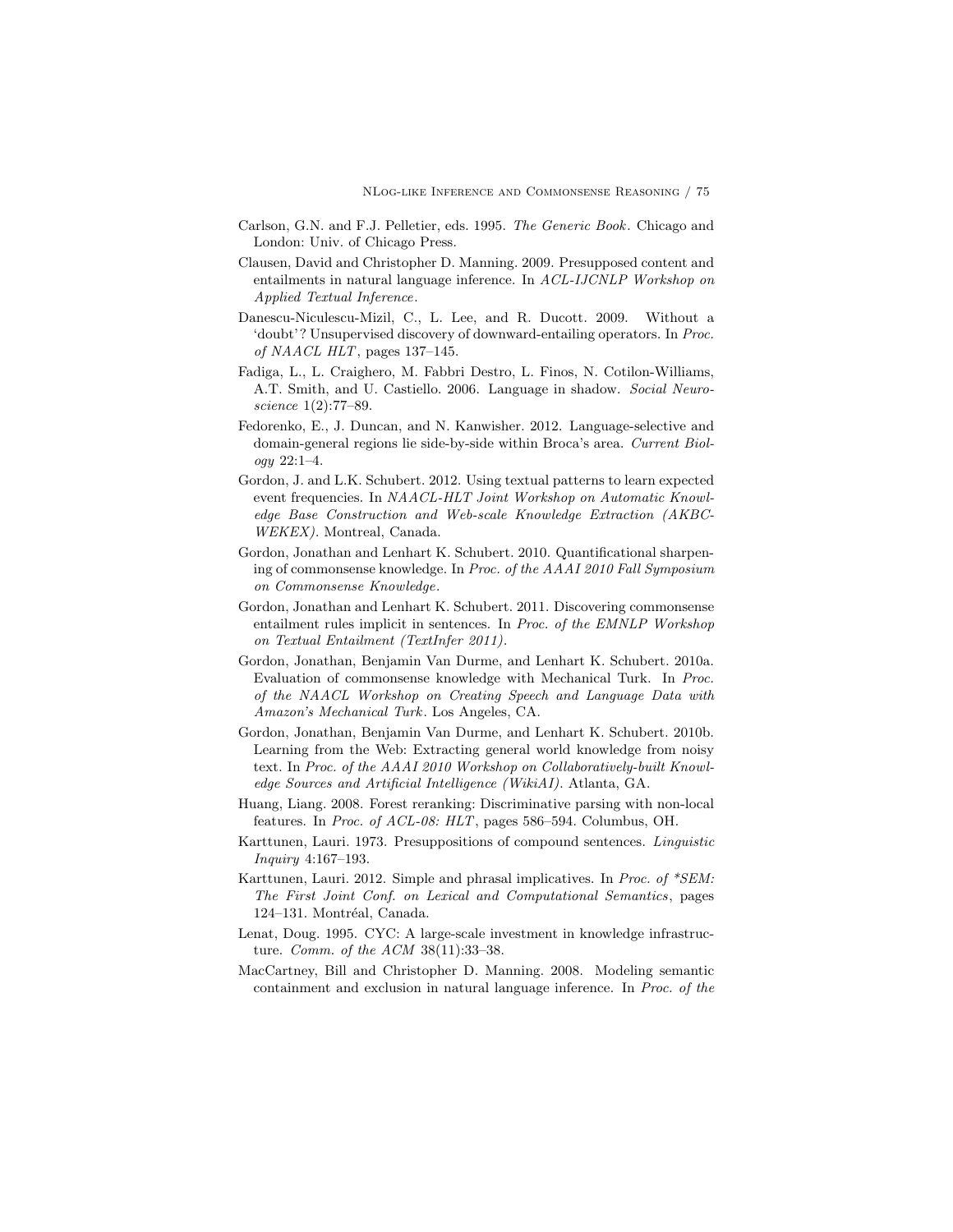Carlson, G.N. and F.J. Pelletier, eds. 1995. *The Generic Book*. Chicago and London: Univ. of Chicago Press.

Clausen, David and Christopher D. Manning. 2009. Presupposed content and entailments in natural language inference. In *ACL-IJCNLP Workshop on Applied Textual Inference*.

Danescu-Niculescu-Mizil, C., L. Lee, and R. Ducott. 2009. Without a 'doubt'? Unsupervised discovery of downward-entailing operators. In *Proc. of NAACL HLT*, pages 137–145.

Fadiga, L., L. Craighero, M. Fabbri Destro, L. Finos, N. Cotilon-Williams, A.T. Smith, and U. Castiello. 2006. Language in shadow. *Social Neuroscience* 1(2):77–89.

Fedorenko, E., J. Duncan, and N. Kanwisher. 2012. Language-selective and domain-general regions lie side-by-side within Broca's area. *Current Biology* 22:1–4.

Gordon, J. and L.K. Schubert. 2012. Using textual patterns to learn expected event frequencies. In *NAACL-HLT Joint Workshop on Automatic Knowledge Base Construction and Web-scale Knowledge Extraction (AKBC-WEKEX)*. Montreal, Canada.

Gordon, Jonathan and Lenhart K. Schubert. 2010. Quantificational sharpening of commonsense knowledge. In *Proc. of the AAAI 2010 Fall Symposium on Commonsense Knowledge*.

Gordon, Jonathan and Lenhart K. Schubert. 2011. Discovering commonsense entailment rules implicit in sentences. In *Proc. of the EMNLP Workshop on Textual Entailment (TextInfer 2011)*.

Gordon, Jonathan, Benjamin Van Durme, and Lenhart K. Schubert. 2010a. Evaluation of commonsense knowledge with Mechanical Turk. In *Proc. of the NAACL Workshop on Creating Speech and Language Data with Amazon's Mechanical Turk*. Los Angeles, CA.

Gordon, Jonathan, Benjamin Van Durme, and Lenhart K. Schubert. 2010b. Learning from the Web: Extracting general world knowledge from noisy text. In *Proc. of the AAAI 2010 Workshop on Collaboratively-built Knowledge Sources and Artificial Intelligence (WikiAI)*. Atlanta, GA.

Huang, Liang. 2008. Forest reranking: Discriminative parsing with non-local features. In *Proc. of ACL-08: HLT*, pages 586–594. Columbus, OH.

Karttunen, Lauri. 1973. Presuppositions of compound sentences. *Linguistic Inquiry* 4:167–193.

Karttunen, Lauri. 2012. Simple and phrasal implicatives. In *Proc. of *SEM: The First Joint Conf. on Lexical and Computational Semantics*, pages 124–131. Montréal, Canada.

Lenat, Doug. 1995. CYC: A large-scale investment in knowledge infrastructure. *Comm. of the ACM* 38(11):33–38.

MacCartney, Bill and Christopher D. Manning. 2008. Modeling semantic containment and exclusion in natural language inference. In *Proc. of the*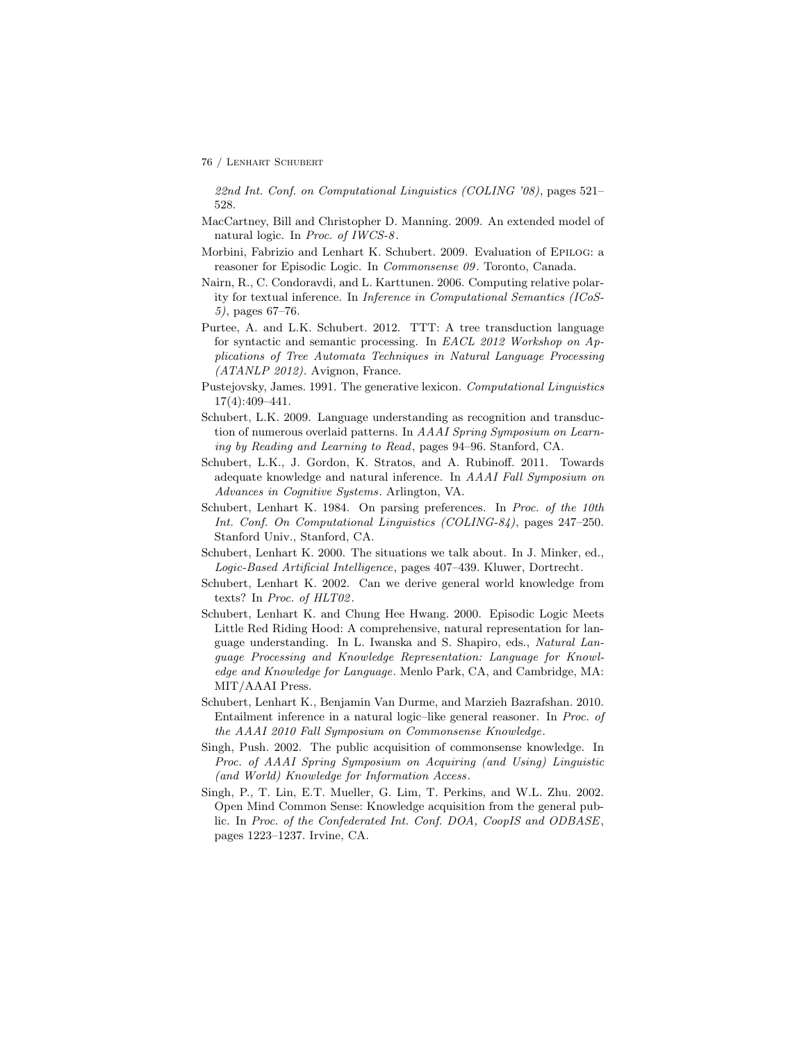*22nd Int. Conf. on Computational Linguistics (COLING '08)*, pages 521–528.

MacCartney, Bill and Christopher D. Manning. 2009. An extended model of natural logic. In *Proc. of IWCS-8*.

Morbini, Fabrizio and Lenhart K. Schubert. 2009. Evaluation of Epilog: a reasoner for Episodic Logic. In *Commonsense 09*. Toronto, Canada.

Nairn, R., C. Condoravdi, and L. Karttunen. 2006. Computing relative polarity for textual inference. In *Inference in Computational Semantics (ICoS-5)*, pages 67–76.

Purtee, A. and L.K. Schubert. 2012. TTT: A tree transduction language for syntactic and semantic processing. In *EACL 2012 Workshop on Applications of Tree Automata Techniques in Natural Language Processing (ATANLP 2012)*. Avignon, France.

Pustejovsky, James. 1991. The generative lexicon. *Computational Linguistics* 17(4):409–441.

Schubert, L.K. 2009. Language understanding as recognition and transduction of numerous overlaid patterns. In *AAAI Spring Symposium on Learning by Reading and Learning to Read*, pages 94–96. Stanford, CA.

Schubert, L.K., J. Gordon, K. Stratos, and A. Rubinoff. 2011. Towards adequate knowledge and natural inference. In *AAAI Fall Symposium on Advances in Cognitive Systems*. Arlington, VA.

Schubert, Lenhart K. 1984. On parsing preferences. In *Proc. of the 10th Int. Conf. On Computational Linguistics (COLING-84)*, pages 247–250. Stanford Univ., Stanford, CA.

Schubert, Lenhart K. 2000. The situations we talk about. In J. Minker, ed., *Logic-Based Artificial Intelligence*, pages 407–439. Kluwer, Dortrecht.

Schubert, Lenhart K. 2002. Can we derive general world knowledge from texts? In *Proc. of HLT02*.

Schubert, Lenhart K. and Chung Hee Hwang. 2000. Episodic Logic Meets Little Red Riding Hood: A comprehensive, natural representation for language understanding. In L. Iwanska and S. Shapiro, eds., *Natural Language Processing and Knowledge Representation: Language for Knowledge and Knowledge for Language*. Menlo Park, CA, and Cambridge, MA: MIT/AAAI Press.

Schubert, Lenhart K., Benjamin Van Durme, and Marzieh Bazrafshan. 2010. Entailment inference in a natural logic–like general reasoner. In *Proc. of the AAAI 2010 Fall Symposium on Commonsense Knowledge*.

Singh, Push. 2002. The public acquisition of commonsense knowledge. In *Proc. of AAAI Spring Symposium on Acquiring (and Using) Linguistic (and World) Knowledge for Information Access*.

Singh, P., T. Lin, E.T. Mueller, G. Lim, T. Perkins, and W.L. Zhu. 2002. Open Mind Common Sense: Knowledge acquisition from the general public. In *Proc. of the Confederated Int. Conf. DOA, CoopIS and ODBASE*, pages 1223–1237. Irvine, CA.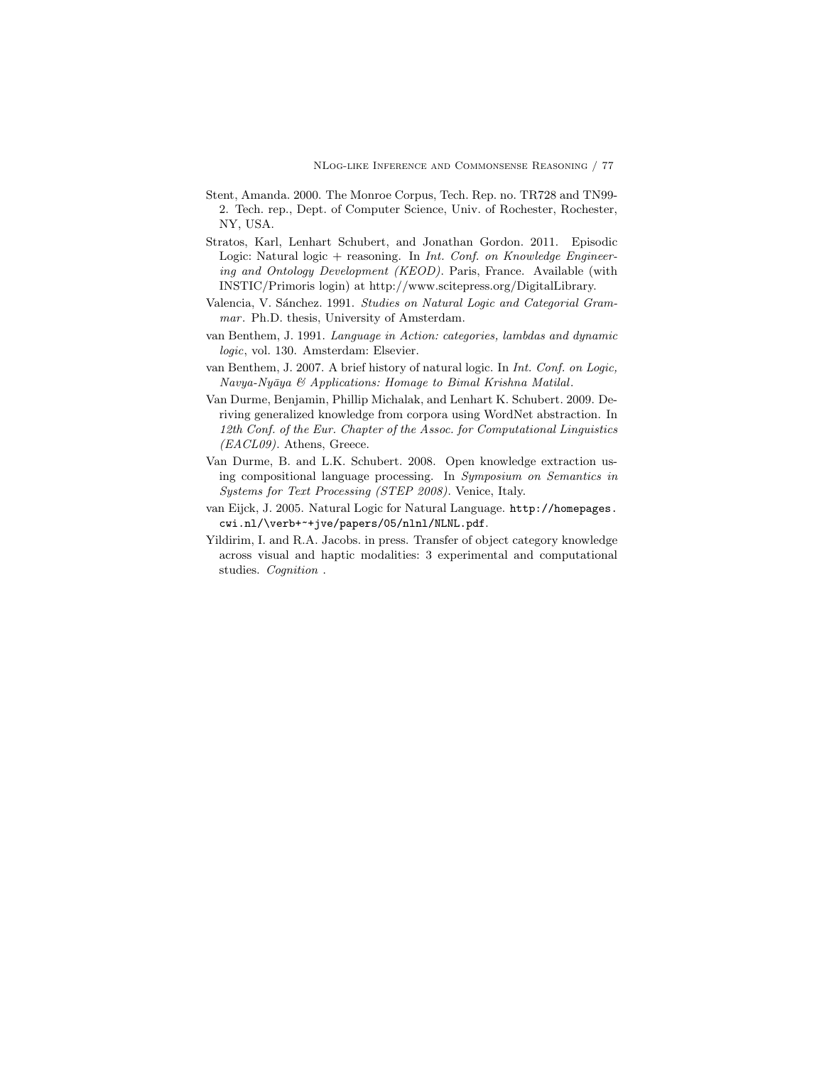Stent, Amanda. 2000. The Monroe Corpus, Tech. Rep. no. TR728 and TN99-2. Tech. rep., Dept. of Computer Science, Univ. of Rochester, Rochester, NY, USA.

Stratos, Karl, Lenhart Schubert, and Jonathan Gordon. 2011. Episodic Logic: Natural logic + reasoning. In *Int. Conf. on Knowledge Engineering and Ontology Development (KEOD)*. Paris, France. Available (with INSTIC/Primoris login) at http://www.scitepress.org/DigitalLibrary.

Valencia, V. Sánchez. 1991. *Studies on Natural Logic and Categorial Grammar*. Ph.D. thesis, University of Amsterdam.

van Benthem, J. 1991. *Language in Action: categories, lambdas and dynamic logic*, vol. 130. Amsterdam: Elsevier.

van Benthem, J. 2007. A brief history of natural logic. In *Int. Conf. on Logic, Navya-Nyāya & Applications: Homage to Bimal Krishna Matilal*.

Van Durme, Benjamin, Phillip Michalak, and Lenhart K. Schubert. 2009. Deriving generalized knowledge from corpora using WordNet abstraction. In *12th Conf. of the Eur. Chapter of the Assoc. for Computational Linguistics (EACL09)*. Athens, Greece.

Van Durme, B. and L.K. Schubert. 2008. Open knowledge extraction using compositional language processing. In *Symposium on Semantics in Systems for Text Processing (STEP 2008)*. Venice, Italy.

van Eijck, J. 2005. Natural Logic for Natural Language. `http://homepages.cwi.nl/\verb+~+jve/papers/05/nlnl/NLNL.pdf`.

Yildirim, I. and R.A. Jacobs. in press. Transfer of object category knowledge across visual and haptic modalities: 3 experimental and computational studies. *Cognition* .